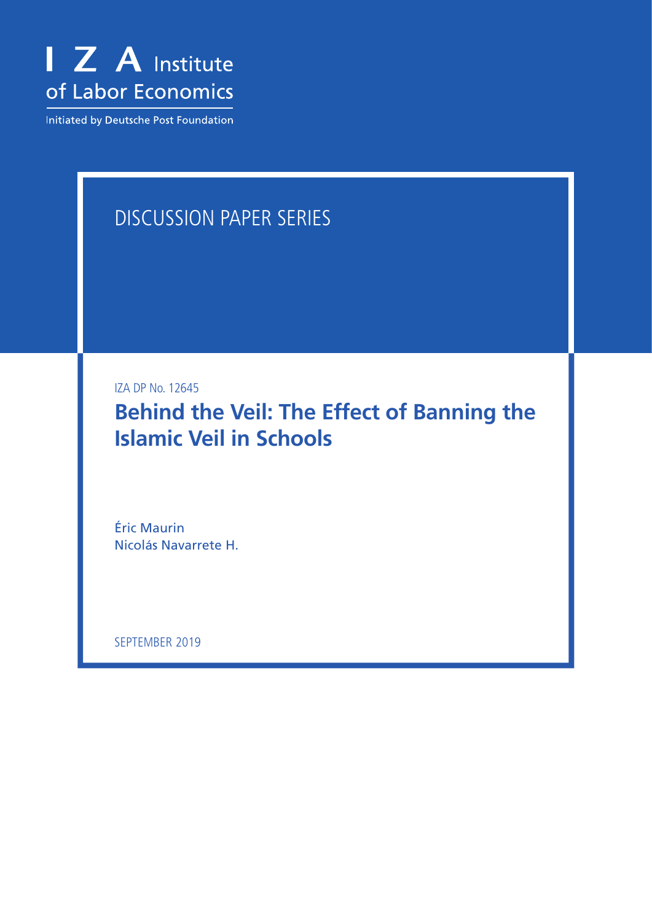I Z A Institute of Labor Economics

Initiated by Deutsche Post Foundation

DISCUSSION PAPER SERIES

IZA DP No. 12645

# Behind the Veil: The Effect of Banning the Islamic Veil in Schools

Éric Maurin
Nicolás Navarrete H.

SEPTEMBER 2019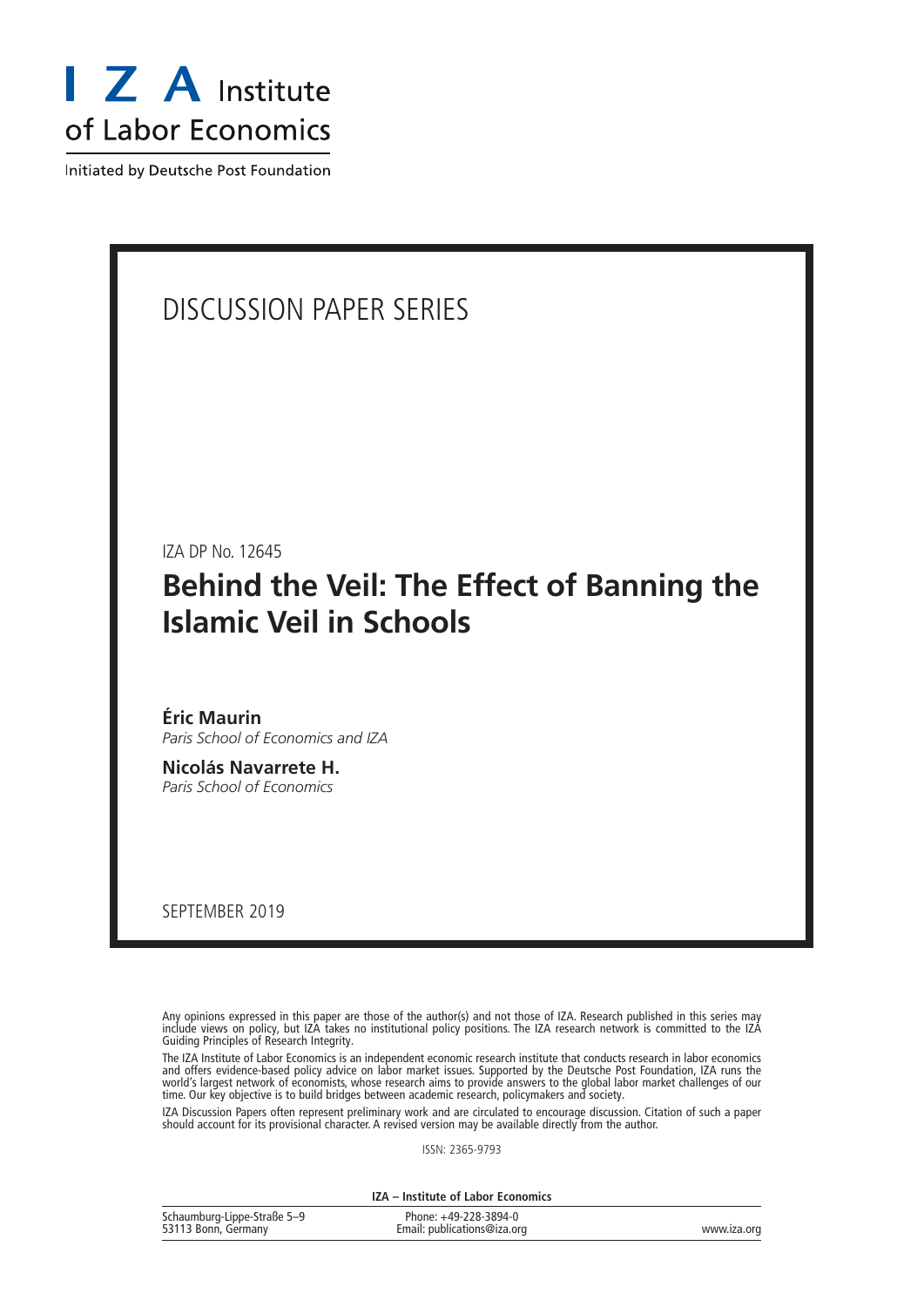# DISCUSSION PAPER SERIES

IZA DP No. 12645

## Behind the Veil: The Effect of Banning the Islamic Veil in Schools

**Éric Maurin**
*Paris School of Economics and IZA*

**Nicolás Navarrete H.**
*Paris School of Economics*

SEPTEMBER 2019

Any opinions expressed in this paper are those of the author(s) and not those of IZA. Research published in this series may include views on policy, but IZA takes no institutional policy positions. The IZA research network is committed to the IZA Guiding Principles of Research Integrity.

The IZA Institute of Labor Economics is an independent economic research institute that conducts research in labor economics and offers evidence-based policy advice on labor market issues. Supported by the Deutsche Post Foundation, IZA runs the world's largest network of economists, whose research aims to provide answers to the global labor market challenges of our time. Our key objective is to build bridges between academic research, policymakers and society.

IZA Discussion Papers often represent preliminary work and are circulated to encourage discussion. Citation of such a paper should account for its provisional character. A revised version may be available directly from the author.

ISSN: 2365-9793

**IZA – Institute of Labor Economics**

Schaumburg-Lippe-Straße 5–9
53113 Bonn, Germany

Phone: +49-228-3894-0
Email: publications@iza.org

www.iza.org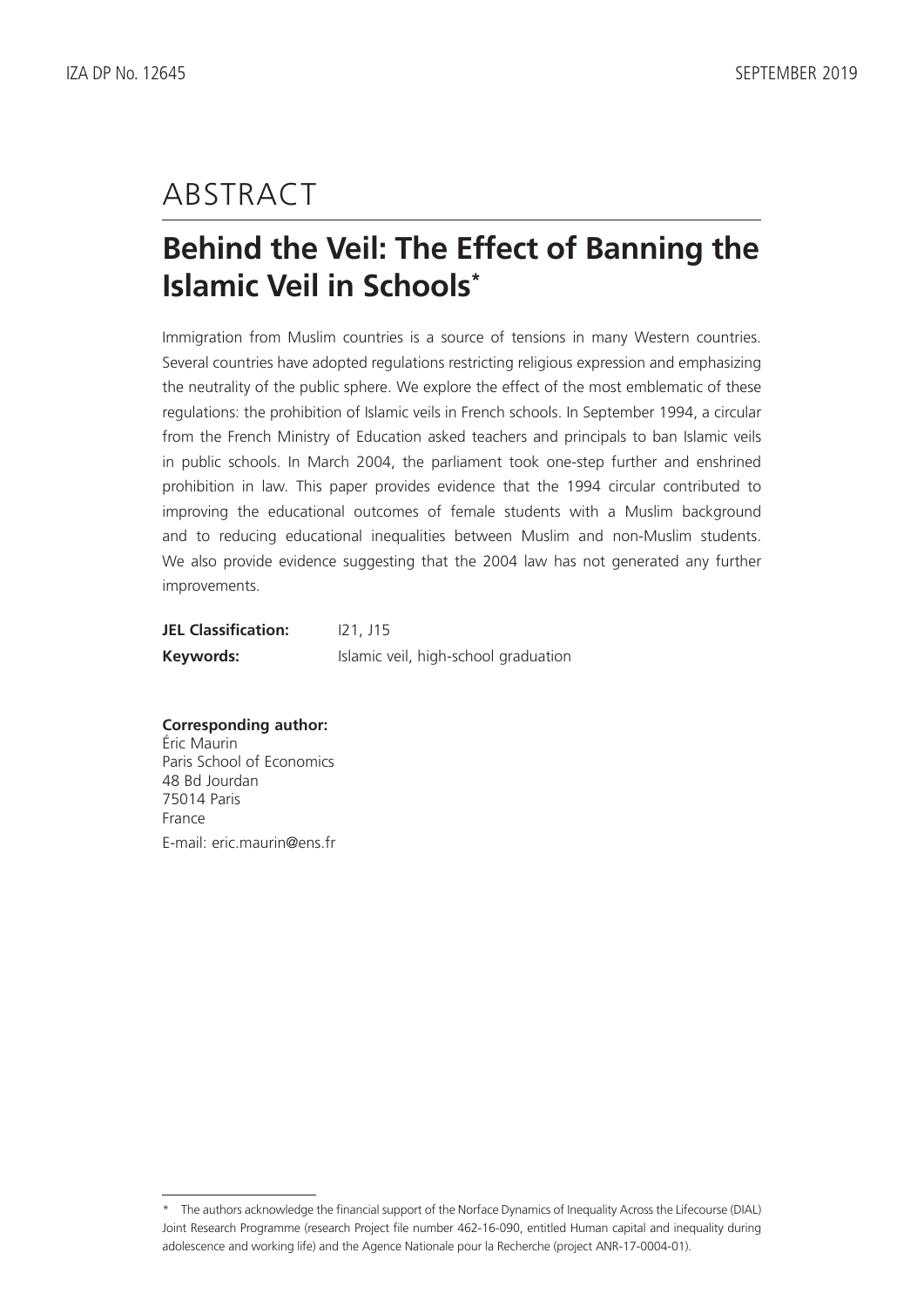# ABSTRACT

## Behind the Veil: The Effect of Banning the Islamic Veil in Schools*

Immigration from Muslim countries is a source of tensions in many Western countries. Several countries have adopted regulations restricting religious expression and emphasizing the neutrality of the public sphere. We explore the effect of the most emblematic of these regulations: the prohibition of Islamic veils in French schools. In September 1994, a circular from the French Ministry of Education asked teachers and principals to ban Islamic veils in public schools. In March 2004, the parliament took one-step further and enshrined prohibition in law. This paper provides evidence that the 1994 circular contributed to improving the educational outcomes of female students with a Muslim background and to reducing educational inequalities between Muslim and non-Muslim students. We also provide evidence suggesting that the 2004 law has not generated any further improvements.

**JEL Classification:** I21, J15

**Keywords:** Islamic veil, high-school graduation

**Corresponding author:**
Éric Maurin
Paris School of Economics
48 Bd Jourdan
75014 Paris
France
E-mail: eric.maurin@ens.fr

* The authors acknowledge the financial support of the Norface Dynamics of Inequality Across the Lifecourse (DIAL) Joint Research Programme (research Project file number 462-16-090, entitled Human capital and inequality during adolescence and working life) and the Agence Nationale pour la Recherche (project ANR-17-0004-01).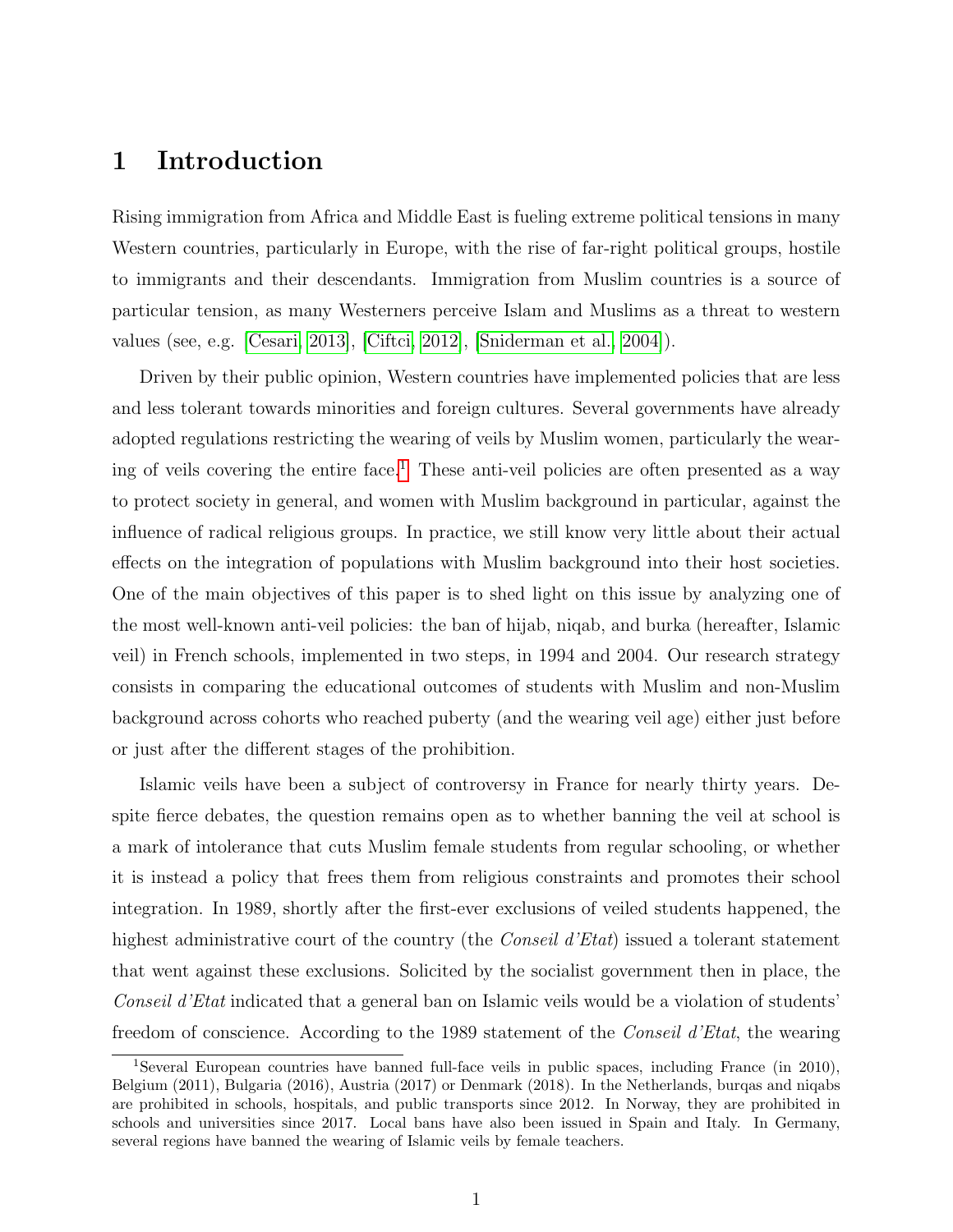# 1 Introduction

Rising immigration from Africa and Middle East is fueling extreme political tensions in many Western countries, particularly in Europe, with the rise of far-right political groups, hostile to immigrants and their descendants. Immigration from Muslim countries is a source of particular tension, as many Westerners perceive Islam and Muslims as a threat to western values (see, e.g. [Cesari, 2013], [Ciftci, 2012], [Sniderman et al., 2004]).

Driven by their public opinion, Western countries have implemented policies that are less and less tolerant towards minorities and foreign cultures. Several governments have already adopted regulations restricting the wearing of veils by Muslim women, particularly the wearing of veils covering the entire face.[1] These anti-veil policies are often presented as a way to protect society in general, and women with Muslim background in particular, against the influence of radical religious groups. In practice, we still know very little about their actual effects on the integration of populations with Muslim background into their host societies. One of the main objectives of this paper is to shed light on this issue by analyzing one of the most well-known anti-veil policies: the ban of hijab, niqab, and burka (hereafter, Islamic veil) in French schools, implemented in two steps, in 1994 and 2004. Our research strategy consists in comparing the educational outcomes of students with Muslim and non-Muslim background across cohorts who reached puberty (and the wearing veil age) either just before or just after the different stages of the prohibition.

Islamic veils have been a subject of controversy in France for nearly thirty years. Despite fierce debates, the question remains open as to whether banning the veil at school is a mark of intolerance that cuts Muslim female students from regular schooling, or whether it is instead a policy that frees them from religious constraints and promotes their school integration. In 1989, shortly after the first-ever exclusions of veiled students happened, the highest administrative court of the country (the *Conseil d'Etat*) issued a tolerant statement that went against these exclusions. Solicited by the socialist government then in place, the *Conseil d'Etat* indicated that a general ban on Islamic veils would be a violation of students' freedom of conscience. According to the 1989 statement of the *Conseil d'Etat*, the wearing

[1] Several European countries have banned full-face veils in public spaces, including France (in 2010), Belgium (2011), Bulgaria (2016), Austria (2017) or Denmark (2018). In the Netherlands, burqas and niqabs are prohibited in schools, hospitals, and public transports since 2012. In Norway, they are prohibited in schools and universities since 2017. Local bans have also been issued in Spain and Italy. In Germany, several regions have banned the wearing of Islamic veils by female teachers.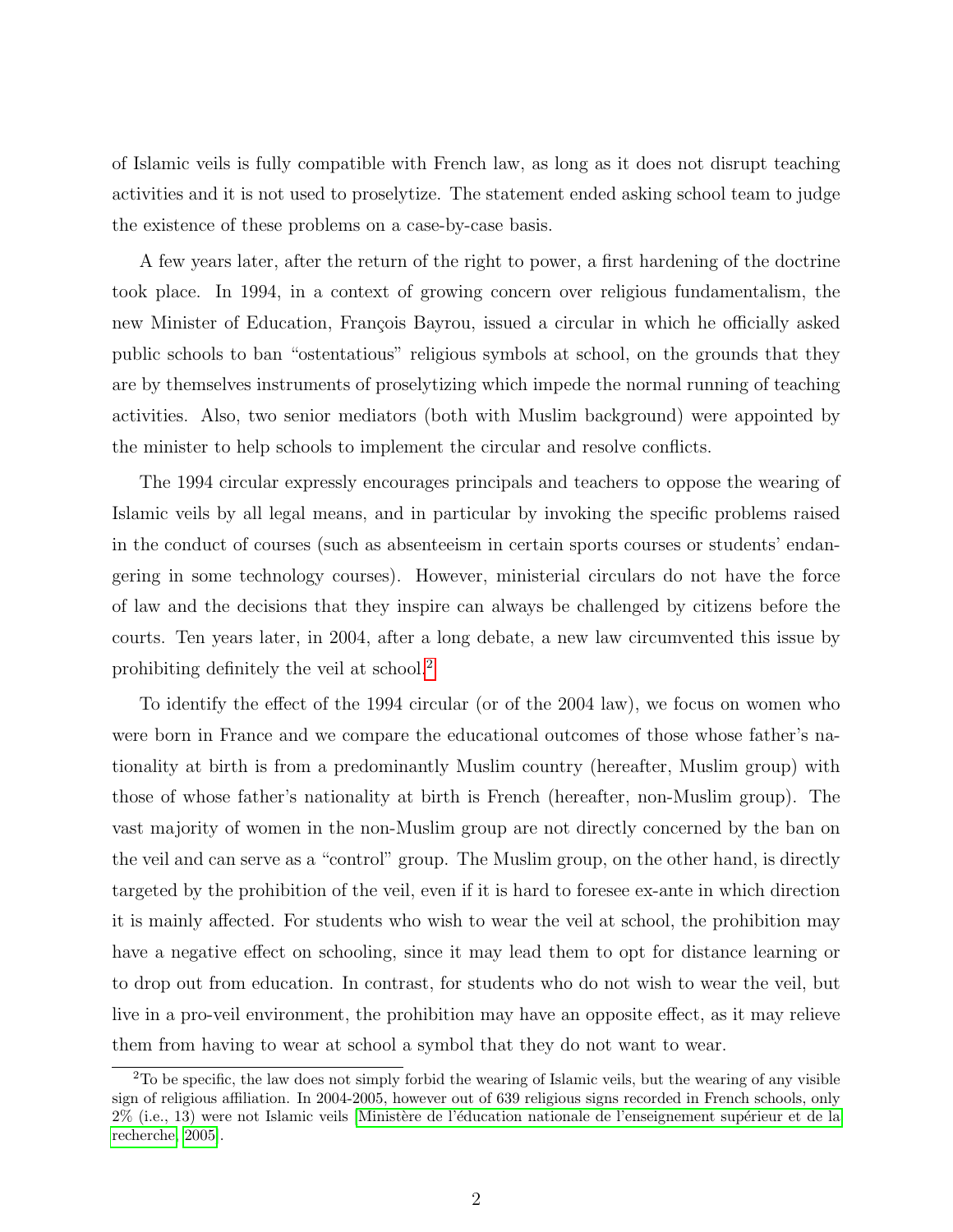of Islamic veils is fully compatible with French law, as long as it does not disrupt teaching activities and it is not used to proselytize. The statement ended asking school team to judge the existence of these problems on a case-by-case basis.

A few years later, after the return of the right to power, a first hardening of the doctrine took place. In 1994, in a context of growing concern over religious fundamentalism, the new Minister of Education, François Bayrou, issued a circular in which he officially asked public schools to ban "ostentatious" religious symbols at school, on the grounds that they are by themselves instruments of proselytizing which impede the normal running of teaching activities. Also, two senior mediators (both with Muslim background) were appointed by the minister to help schools to implement the circular and resolve conflicts.

The 1994 circular expressly encourages principals and teachers to oppose the wearing of Islamic veils by all legal means, and in particular by invoking the specific problems raised in the conduct of courses (such as absenteeism in certain sports courses or students' endangering in some technology courses). However, ministerial circulars do not have the force of law and the decisions that they inspire can always be challenged by citizens before the courts. Ten years later, in 2004, after a long debate, a new law circumvented this issue by prohibiting definitely the veil at school.[2]

To identify the effect of the 1994 circular (or of the 2004 law), we focus on women who were born in France and we compare the educational outcomes of those whose father's nationality at birth is from a predominantly Muslim country (hereafter, Muslim group) with those of whose father's nationality at birth is French (hereafter, non-Muslim group). The vast majority of women in the non-Muslim group are not directly concerned by the ban on the veil and can serve as a "control" group. The Muslim group, on the other hand, is directly targeted by the prohibition of the veil, even if it is hard to foresee ex-ante in which direction it is mainly affected. For students who wish to wear the veil at school, the prohibition may have a negative effect on schooling, since it may lead them to opt for distance learning or to drop out from education. In contrast, for students who do not wish to wear the veil, but live in a pro-veil environment, the prohibition may have an opposite effect, as it may relieve them from having to wear at school a symbol that they do not want to wear.

[2] To be specific, the law does not simply forbid the wearing of Islamic veils, but the wearing of any visible sign of religious affiliation. In 2004-2005, however out of 639 religious signs recorded in French schools, only 2% (i.e., 13) were not Islamic veils (Ministère de l'éducation nationale de l'enseignement supérieur et de la recherche, 2005).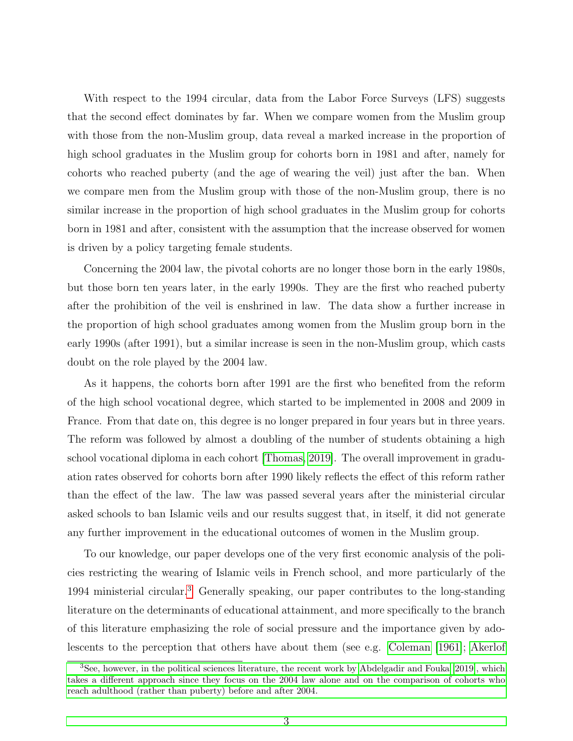With respect to the 1994 circular, data from the Labor Force Surveys (LFS) suggests that the second effect dominates by far. When we compare women from the Muslim group with those from the non-Muslim group, data reveal a marked increase in the proportion of high school graduates in the Muslim group for cohorts born in 1981 and after, namely for cohorts who reached puberty (and the age of wearing the veil) just after the ban. When we compare men from the Muslim group with those of the non-Muslim group, there is no similar increase in the proportion of high school graduates in the Muslim group for cohorts born in 1981 and after, consistent with the assumption that the increase observed for women is driven by a policy targeting female students.

Concerning the 2004 law, the pivotal cohorts are no longer those born in the early 1980s, but those born ten years later, in the early 1990s. They are the first who reached puberty after the prohibition of the veil is enshrined in law. The data show a further increase in the proportion of high school graduates among women from the Muslim group born in the early 1990s (after 1991), but a similar increase is seen in the non-Muslim group, which casts doubt on the role played by the 2004 law.

As it happens, the cohorts born after 1991 are the first who benefited from the reform of the high school vocational degree, which started to be implemented in 2008 and 2009 in France. From that date on, this degree is no longer prepared in four years but in three years. The reform was followed by almost a doubling of the number of students obtaining a high school vocational diploma in each cohort [Thomas, 2019]. The overall improvement in graduation rates observed for cohorts born after 1990 likely reflects the effect of this reform rather than the effect of the law. The law was passed several years after the ministerial circular asked schools to ban Islamic veils and our results suggest that, in itself, it did not generate any further improvement in the educational outcomes of women in the Muslim group.

To our knowledge, our paper develops one of the very first economic analysis of the policies restricting the wearing of Islamic veils in French school, and more particularly of the 1994 ministerial circular.[3] Generally speaking, our paper contributes to the long-standing literature on the determinants of educational attainment, and more specifically to the branch of this literature emphasizing the role of social pressure and the importance given by adolescents to the perception that others have about them (see e.g. Coleman [1961]; Akerlof

[3] See, however, in the political sciences literature, the recent work by Abdelgadir and Fouka [2019], which takes a different approach since they focus on the 2004 law alone and on the comparison of cohorts who reach adulthood (rather than puberty) before and after 2004.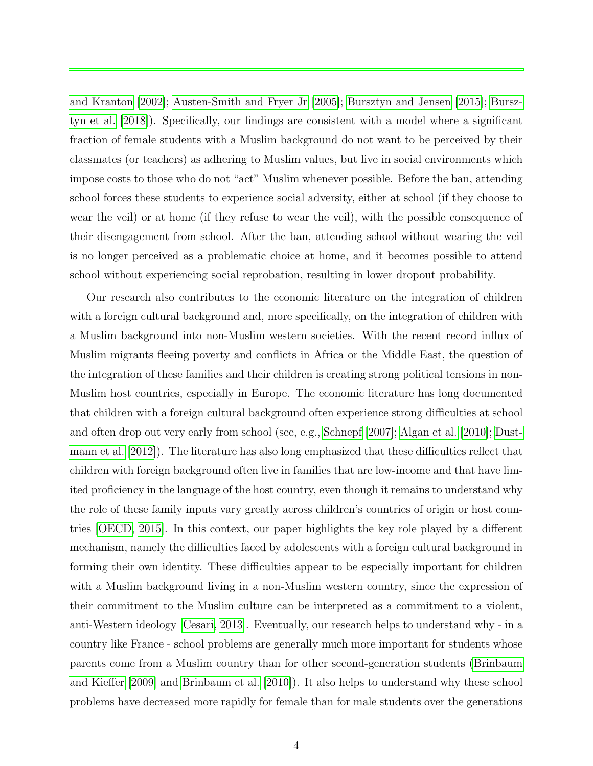and Kranton [2002]; Austen-Smith and Fryer Jr [2005]; Bursztyn and Jensen [2015]; Bursztyn et al. [2018]). Specifically, our findings are consistent with a model where a significant fraction of female students with a Muslim background do not want to be perceived by their classmates (or teachers) as adhering to Muslim values, but live in social environments which impose costs to those who do not "act" Muslim whenever possible. Before the ban, attending school forces these students to experience social adversity, either at school (if they choose to wear the veil) or at home (if they refuse to wear the veil), with the possible consequence of their disengagement from school. After the ban, attending school without wearing the veil is no longer perceived as a problematic choice at home, and it becomes possible to attend school without experiencing social reprobation, resulting in lower dropout probability.

Our research also contributes to the economic literature on the integration of children with a foreign cultural background and, more specifically, on the integration of children with a Muslim background into non-Muslim western societies. With the recent record influx of Muslim migrants fleeing poverty and conflicts in Africa or the Middle East, the question of the integration of these families and their children is creating strong political tensions in non-Muslim host countries, especially in Europe. The economic literature has long documented that children with a foreign cultural background often experience strong difficulties at school and often drop out very early from school (see, e.g., Schnepf [2007]; Algan et al. [2010]; Dustmann et al. [2012]). The literature has also long emphasized that these difficulties reflect that children with foreign background often live in families that are low-income and that have limited proficiency in the language of the host country, even though it remains to understand why the role of these family inputs vary greatly across children's countries of origin or host countries [OECD, 2015]. In this context, our paper highlights the key role played by a different mechanism, namely the difficulties faced by adolescents with a foreign cultural background in forming their own identity. These difficulties appear to be especially important for children with a Muslim background living in a non-Muslim western country, since the expression of their commitment to the Muslim culture can be interpreted as a commitment to a violent, anti-Western ideology [Cesari, 2013]. Eventually, our research helps to understand why - in a country like France - school problems are generally much more important for students whose parents come from a Muslim country than for other second-generation students (Brinbaum and Kieffer [2009] and Brinbaum et al. [2010]). It also helps to understand why these school problems have decreased more rapidly for female than for male students over the generations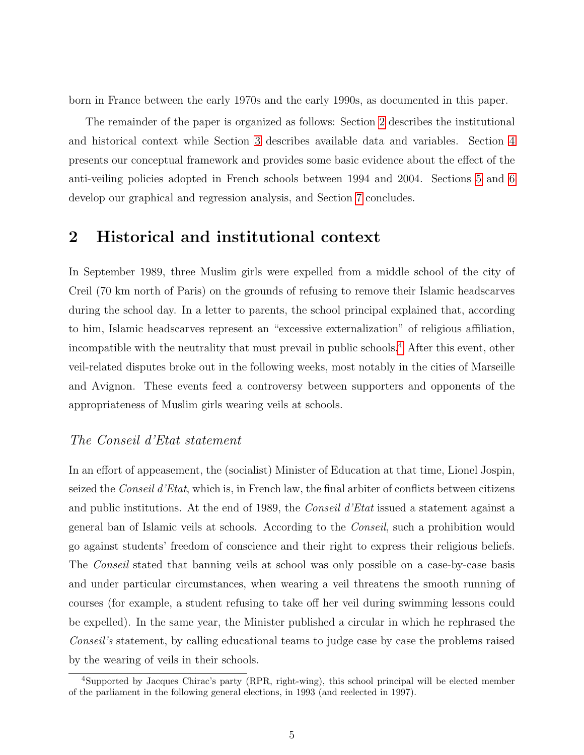born in France between the early 1970s and the early 1990s, as documented in this paper.

The remainder of the paper is organized as follows: Section 2 describes the institutional and historical context while Section 3 describes available data and variables. Section 4 presents our conceptual framework and provides some basic evidence about the effect of the anti-veiling policies adopted in French schools between 1994 and 2004. Sections 5 and 6 develop our graphical and regression analysis, and Section 7 concludes.

## 2 Historical and institutional context

In September 1989, three Muslim girls were expelled from a middle school of the city of Creil (70 km north of Paris) on the grounds of refusing to remove their Islamic headscarves during the school day. In a letter to parents, the school principal explained that, according to him, Islamic headscarves represent an "excessive externalization" of religious affiliation, incompatible with the neutrality that must prevail in public schools.[4] After this event, other veil-related disputes broke out in the following weeks, most notably in the cities of Marseille and Avignon. These events feed a controversy between supporters and opponents of the appropriateness of Muslim girls wearing veils at schools.

### *The Conseil d'Etat statement*

In an effort of appeasement, the (socialist) Minister of Education at that time, Lionel Jospin, seized the *Conseil d'Etat*, which is, in French law, the final arbiter of conflicts between citizens and public institutions. At the end of 1989, the *Conseil d'Etat* issued a statement against a general ban of Islamic veils at schools. According to the *Conseil*, such a prohibition would go against students' freedom of conscience and their right to express their religious beliefs. The *Conseil* stated that banning veils at school was only possible on a case-by-case basis and under particular circumstances, when wearing a veil threatens the smooth running of courses (for example, a student refusing to take off her veil during swimming lessons could be expelled). In the same year, the Minister published a circular in which he rephrased the *Conseil's* statement, by calling educational teams to judge case by case the problems raised by the wearing of veils in their schools.

[4] Supported by Jacques Chirac's party (RPR, right-wing), this school principal will be elected member of the parliament in the following general elections, in 1993 (and reelected in 1997).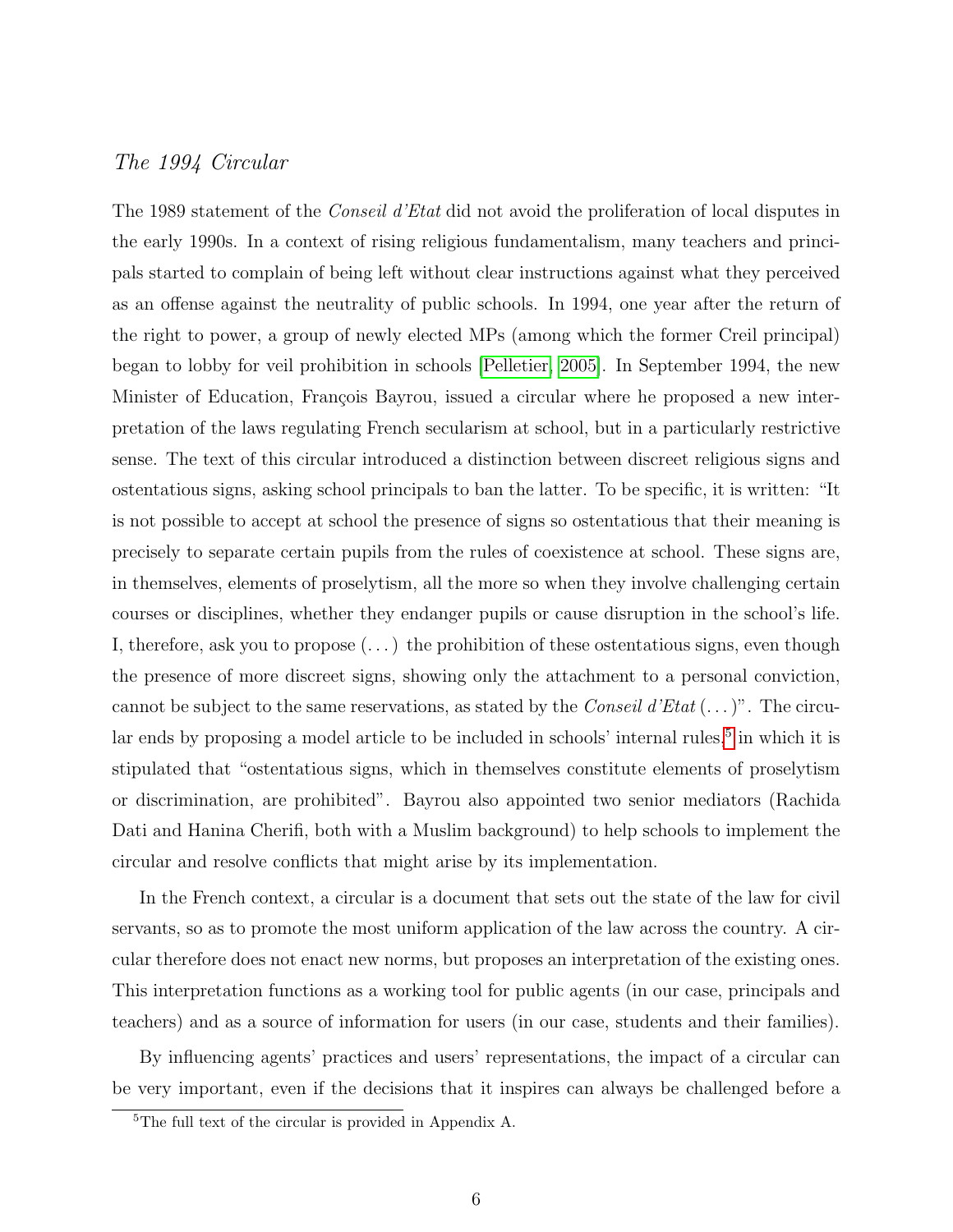### *The 1994 Circular*

The 1989 statement of the *Conseil d'Etat* did not avoid the proliferation of local disputes in the early 1990s. In a context of rising religious fundamentalism, many teachers and principals started to complain of being left without clear instructions against what they perceived as an offense against the neutrality of public schools. In 1994, one year after the return of the right to power, a group of newly elected MPs (among which the former Creil principal) began to lobby for veil prohibition in schools [Pelletier, 2005]. In September 1994, the new Minister of Education, François Bayrou, issued a circular where he proposed a new interpretation of the laws regulating French secularism at school, but in a particularly restrictive sense. The text of this circular introduced a distinction between discreet religious signs and ostentatious signs, asking school principals to ban the latter. To be specific, it is written: "It is not possible to accept at school the presence of signs so ostentatious that their meaning is precisely to separate certain pupils from the rules of coexistence at school. These signs are, in themselves, elements of proselytism, all the more so when they involve challenging certain courses or disciplines, whether they endanger pupils or cause disruption in the school's life. I, therefore, ask you to propose (. . . ) the prohibition of these ostentatious signs, even though the presence of more discreet signs, showing only the attachment to a personal conviction, cannot be subject to the same reservations, as stated by the *Conseil d'Etat* (. . . )". The circular ends by proposing a model article to be included in schools' internal rules,[5] in which it is stipulated that "ostentatious signs, which in themselves constitute elements of proselytism or discrimination, are prohibited". Bayrou also appointed two senior mediators (Rachida Dati and Hanina Cherifi, both with a Muslim background) to help schools to implement the circular and resolve conflicts that might arise by its implementation.

In the French context, a circular is a document that sets out the state of the law for civil servants, so as to promote the most uniform application of the law across the country. A circular therefore does not enact new norms, but proposes an interpretation of the existing ones. This interpretation functions as a working tool for public agents (in our case, principals and teachers) and as a source of information for users (in our case, students and their families).

By influencing agents' practices and users' representations, the impact of a circular can be very important, even if the decisions that it inspires can always be challenged before a

[5] The full text of the circular is provided in Appendix A.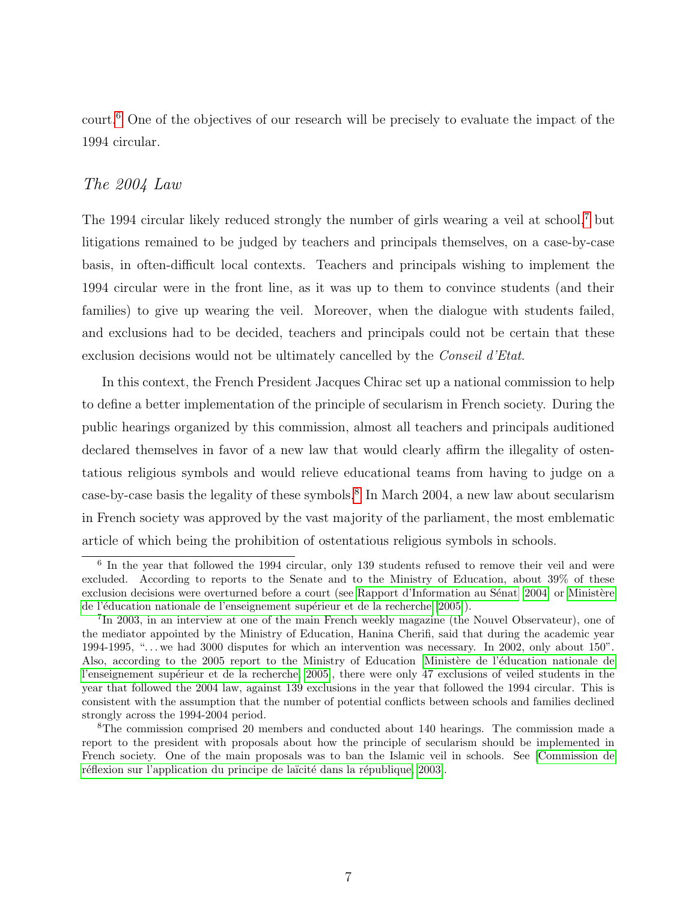court.[6] One of the objectives of our research will be precisely to evaluate the impact of the 1994 circular.

### *The 2004 Law*

The 1994 circular likely reduced strongly the number of girls wearing a veil at school,[7] but litigations remained to be judged by teachers and principals themselves, on a case-by-case basis, in often-difficult local contexts. Teachers and principals wishing to implement the 1994 circular were in the front line, as it was up to them to convince students (and their families) to give up wearing the veil. Moreover, when the dialogue with students failed, and exclusions had to be decided, teachers and principals could not be certain that these exclusion decisions would not be ultimately cancelled by the *Conseil d'Etat*.

In this context, the French President Jacques Chirac set up a national commission to help to define a better implementation of the principle of secularism in French society. During the public hearings organized by this commission, almost all teachers and principals auditioned declared themselves in favor of a new law that would clearly affirm the illegality of ostentatious religious symbols and would relieve educational teams from having to judge on a case-by-case basis the legality of these symbols.[8] In March 2004, a new law about secularism in French society was approved by the vast majority of the parliament, the most emblematic article of which being the prohibition of ostentatious religious symbols in schools.

---

[6] In the year that followed the 1994 circular, only 139 students refused to remove their veil and were excluded. According to reports to the Senate and to the Ministry of Education, about 39% of these exclusion decisions were overturned before a court (see Rapport d'Information au Sénat [2004] or Ministère de l'éducation nationale de l'enseignement supérieur et de la recherche [2005]).

[7] In 2003, in an interview at one of the main French weekly magazine (the Nouvel Observateur), one of the mediator appointed by the Ministry of Education, Hanina Cherifi, said that during the academic year 1994-1995, "...we had 3000 disputes for which an intervention was necessary. In 2002, only about 150". Also, according to the 2005 report to the Ministry of Education [Ministère de l'éducation nationale de l'enseignement supérieur et de la recherche, 2005], there were only 47 exclusions of veiled students in the year that followed the 2004 law, against 139 exclusions in the year that followed the 1994 circular. This is consistent with the assumption that the number of potential conflicts between schools and families declined strongly across the 1994-2004 period.

[8] The commission comprised 20 members and conducted about 140 hearings. The commission made a report to the president with proposals about how the principle of secularism should be implemented in French society. One of the main proposals was to ban the Islamic veil in schools. See [Commission de réflexion sur l'application du principe de laïcité dans la république, 2003].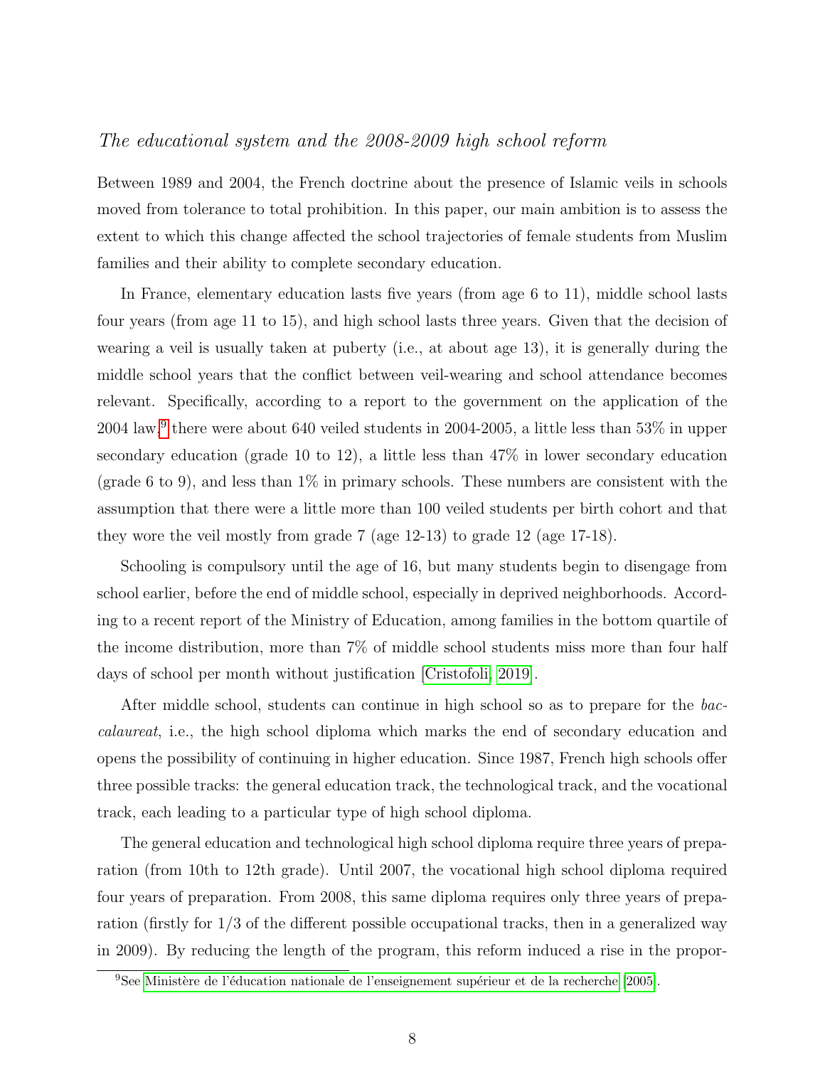### *The educational system and the 2008-2009 high school reform*

Between 1989 and 2004, the French doctrine about the presence of Islamic veils in schools moved from tolerance to total prohibition. In this paper, our main ambition is to assess the extent to which this change affected the school trajectories of female students from Muslim families and their ability to complete secondary education.

In France, elementary education lasts five years (from age 6 to 11), middle school lasts four years (from age 11 to 15), and high school lasts three years. Given that the decision of wearing a veil is usually taken at puberty (i.e., at about age 13), it is generally during the middle school years that the conflict between veil-wearing and school attendance becomes relevant. Specifically, according to a report to the government on the application of the 2004 law,[9] there were about 640 veiled students in 2004-2005, a little less than 53% in upper secondary education (grade 10 to 12), a little less than 47% in lower secondary education (grade 6 to 9), and less than 1% in primary schools. These numbers are consistent with the assumption that there were a little more than 100 veiled students per birth cohort and that they wore the veil mostly from grade 7 (age 12-13) to grade 12 (age 17-18).

Schooling is compulsory until the age of 16, but many students begin to disengage from school earlier, before the end of middle school, especially in deprived neighborhoods. According to a recent report of the Ministry of Education, among families in the bottom quartile of the income distribution, more than 7% of middle school students miss more than four half days of school per month without justification [Cristofoli, 2019].

After middle school, students can continue in high school so as to prepare for the *baccalaureat*, i.e., the high school diploma which marks the end of secondary education and opens the possibility of continuing in higher education. Since 1987, French high schools offer three possible tracks: the general education track, the technological track, and the vocational track, each leading to a particular type of high school diploma.

The general education and technological high school diploma require three years of preparation (from 10th to 12th grade). Until 2007, the vocational high school diploma required four years of preparation. From 2008, this same diploma requires only three years of preparation (firstly for 1/3 of the different possible occupational tracks, then in a generalized way in 2009). By reducing the length of the program, this reform induced a rise in the propor-

[9] See Ministère de l'éducation nationale de l'enseignement supérieur et de la recherche [2005].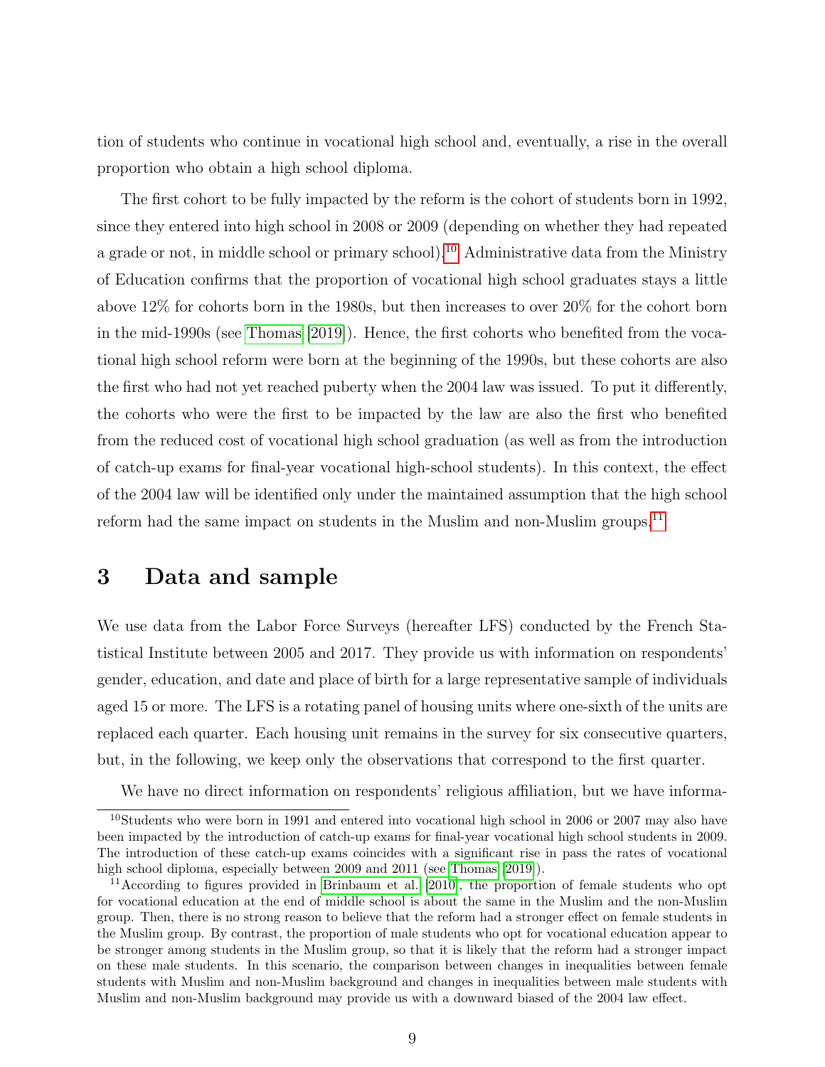tion of students who continue in vocational high school and, eventually, a rise in the overall proportion who obtain a high school diploma.

The first cohort to be fully impacted by the reform is the cohort of students born in 1992, since they entered into high school in 2008 or 2009 (depending on whether they had repeated a grade or not, in middle school or primary school).[10] Administrative data from the Ministry of Education confirms that the proportion of vocational high school graduates stays a little above 12% for cohorts born in the 1980s, but then increases to over 20% for the cohort born in the mid-1990s (see Thomas [2019]). Hence, the first cohorts who benefited from the vocational high school reform were born at the beginning of the 1990s, but these cohorts are also the first who had not yet reached puberty when the 2004 law was issued. To put it differently, the cohorts who were the first to be impacted by the law are also the first who benefited from the reduced cost of vocational high school graduation (as well as from the introduction of catch-up exams for final-year vocational high-school students). In this context, the effect of the 2004 law will be identified only under the maintained assumption that the high school reform had the same impact on students in the Muslim and non-Muslim groups.[11]

# 3 Data and sample

We use data from the Labor Force Surveys (hereafter LFS) conducted by the French Statistical Institute between 2005 and 2017. They provide us with information on respondents' gender, education, and date and place of birth for a large representative sample of individuals aged 15 or more. The LFS is a rotating panel of housing units where one-sixth of the units are replaced each quarter. Each housing unit remains in the survey for six consecutive quarters, but, in the following, we keep only the observations that correspond to the first quarter.

We have no direct information on respondents' religious affiliation, but we have informa-

---

[10] Students who were born in 1991 and entered into vocational high school in 2006 or 2007 may also have been impacted by the introduction of catch-up exams for final-year vocational high school students in 2009. The introduction of these catch-up exams coincides with a significant rise in pass the rates of vocational high school diploma, especially between 2009 and 2011 (see Thomas [2019]).

[11] According to figures provided in Brinbaum et al. [2010], the proportion of female students who opt for vocational education at the end of middle school is about the same in the Muslim and the non-Muslim group. Then, there is no strong reason to believe that the reform had a stronger effect on female students in the Muslim group. By contrast, the proportion of male students who opt for vocational education appear to be stronger among students in the Muslim group, so that it is likely that the reform had a stronger impact on these male students. In this scenario, the comparison between changes in inequalities between female students with Muslim and non-Muslim background and changes in inequalities between male students with Muslim and non-Muslim background may provide us with a downward biased of the 2004 law effect.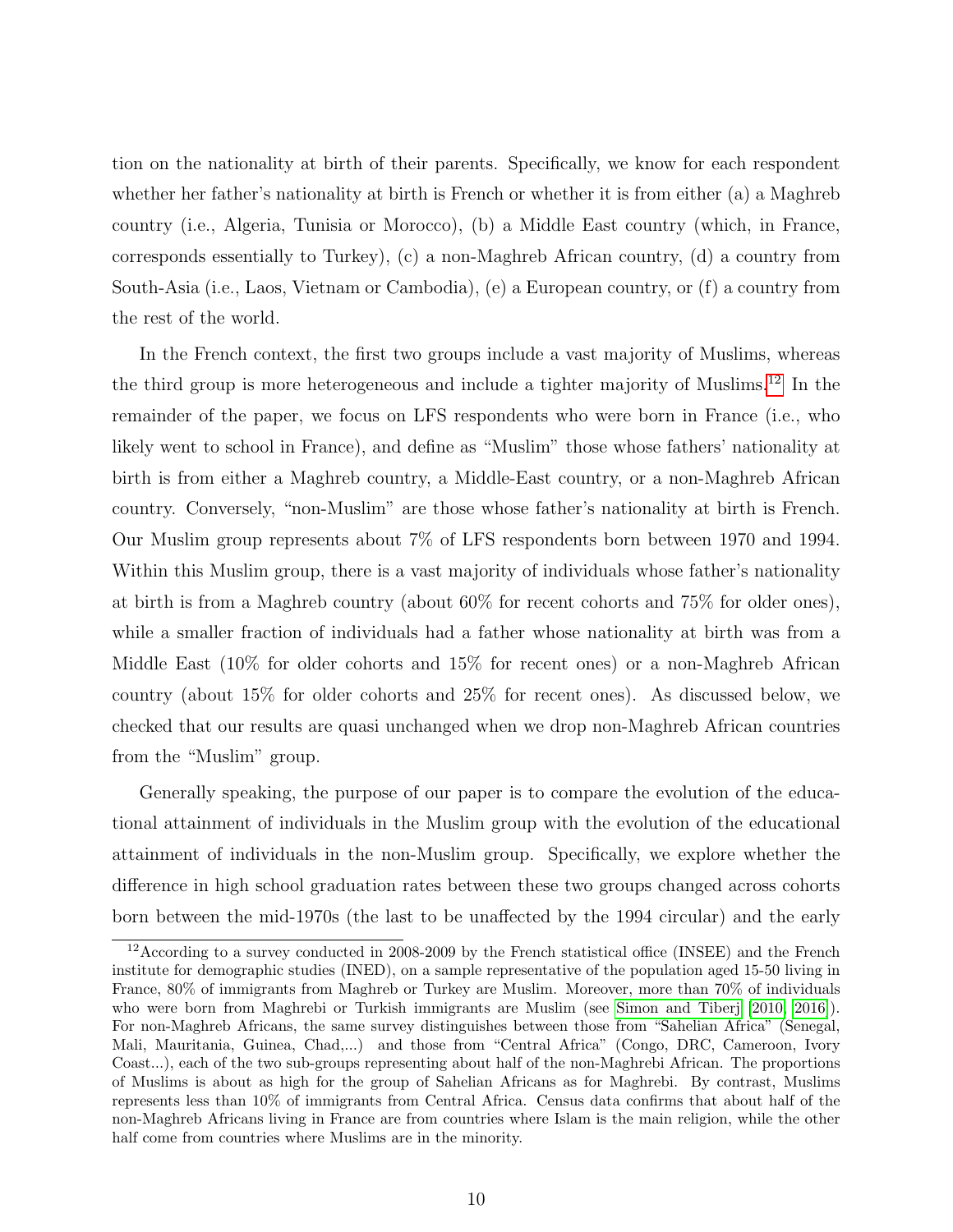tion on the nationality at birth of their parents. Specifically, we know for each respondent whether her father's nationality at birth is French or whether it is from either (a) a Maghreb country (i.e., Algeria, Tunisia or Morocco), (b) a Middle East country (which, in France, corresponds essentially to Turkey), (c) a non-Maghreb African country, (d) a country from South-Asia (i.e., Laos, Vietnam or Cambodia), (e) a European country, or (f) a country from the rest of the world.

In the French context, the first two groups include a vast majority of Muslims, whereas the third group is more heterogeneous and include a tighter majority of Muslims.[12] In the remainder of the paper, we focus on LFS respondents who were born in France (i.e., who likely went to school in France), and define as "Muslim" those whose fathers' nationality at birth is from either a Maghreb country, a Middle-East country, or a non-Maghreb African country. Conversely, "non-Muslim" are those whose father's nationality at birth is French. Our Muslim group represents about 7% of LFS respondents born between 1970 and 1994. Within this Muslim group, there is a vast majority of individuals whose father's nationality at birth is from a Maghreb country (about 60% for recent cohorts and 75% for older ones), while a smaller fraction of individuals had a father whose nationality at birth was from a Middle East (10% for older cohorts and 15% for recent ones) or a non-Maghreb African country (about 15% for older cohorts and 25% for recent ones). As discussed below, we checked that our results are quasi unchanged when we drop non-Maghreb African countries from the "Muslim" group.

Generally speaking, the purpose of our paper is to compare the evolution of the educational attainment of individuals in the Muslim group with the evolution of the educational attainment of individuals in the non-Muslim group. Specifically, we explore whether the difference in high school graduation rates between these two groups changed across cohorts born between the mid-1970s (the last to be unaffected by the 1994 circular) and the early

[12] According to a survey conducted in 2008-2009 by the French statistical office (INSEE) and the French institute for demographic studies (INED), on a sample representative of the population aged 15-50 living in France, 80% of immigrants from Maghreb or Turkey are Muslim. Moreover, more than 70% of individuals who were born from Maghrebi or Turkish immigrants are Muslim (see Simon and Tiberj [2010, 2016]). For non-Maghreb Africans, the same survey distinguishes between those from "Sahelian Africa" (Senegal, Mali, Mauritania, Guinea, Chad,...) and those from "Central Africa" (Congo, DRC, Cameroon, Ivory Coast...), each of the two sub-groups representing about half of the non-Maghrebi African. The proportions of Muslims is about as high for the group of Sahelian Africans as for Maghrebi. By contrast, Muslims represents less than 10% of immigrants from Central Africa. Census data confirms that about half of the non-Maghreb Africans living in France are from countries where Islam is the main religion, while the other half come from countries where Muslims are in the minority.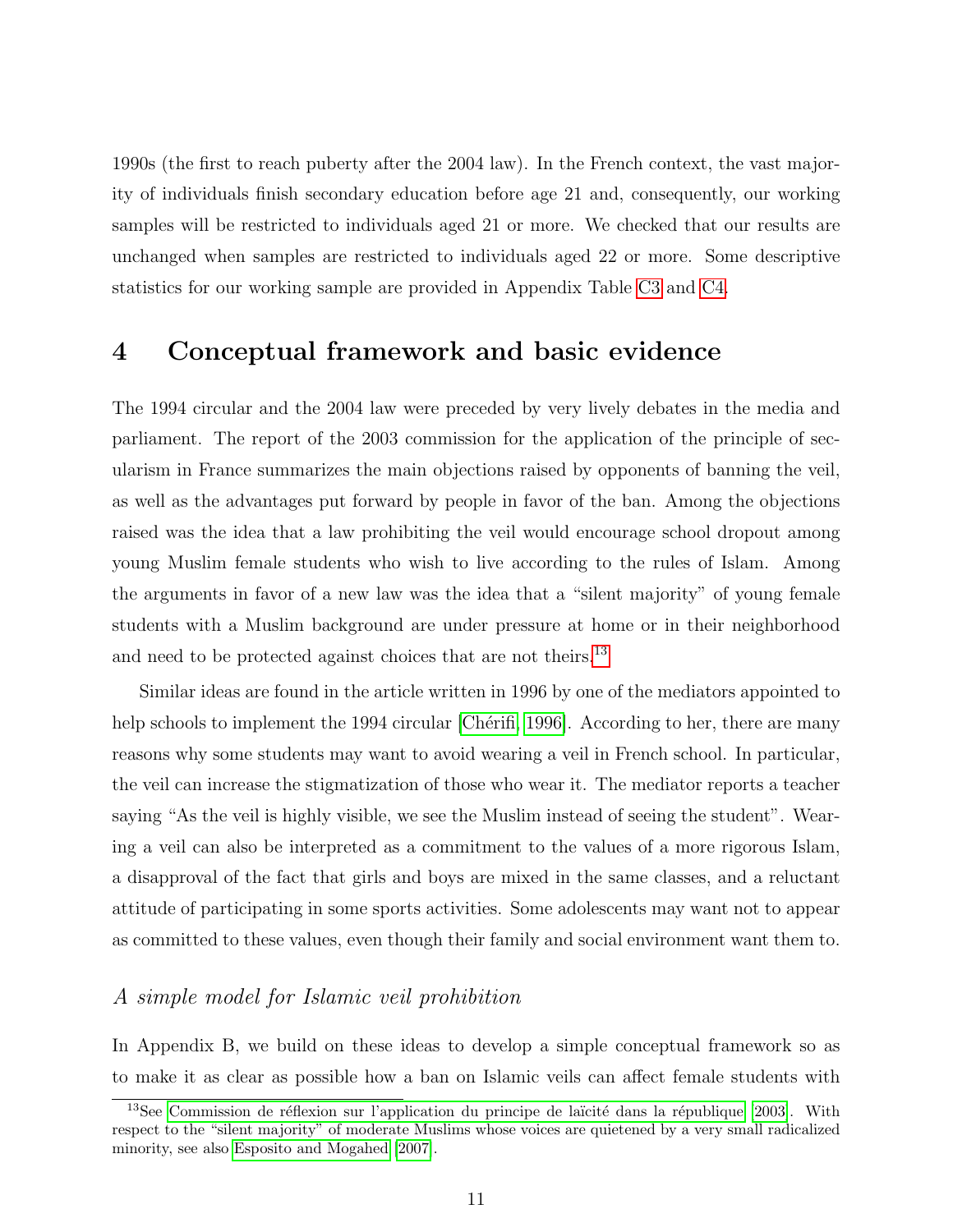1990s (the first to reach puberty after the 2004 law). In the French context, the vast majority of individuals finish secondary education before age 21 and, consequently, our working samples will be restricted to individuals aged 21 or more. We checked that our results are unchanged when samples are restricted to individuals aged 22 or more. Some descriptive statistics for our working sample are provided in Appendix Table C3 and C4.

## 4 Conceptual framework and basic evidence

The 1994 circular and the 2004 law were preceded by very lively debates in the media and parliament. The report of the 2003 commission for the application of the principle of secularism in France summarizes the main objections raised by opponents of banning the veil, as well as the advantages put forward by people in favor of the ban. Among the objections raised was the idea that a law prohibiting the veil would encourage school dropout among young Muslim female students who wish to live according to the rules of Islam. Among the arguments in favor of a new law was the idea that a "silent majority" of young female students with a Muslim background are under pressure at home or in their neighborhood and need to be protected against choices that are not theirs.[13]

Similar ideas are found in the article written in 1996 by one of the mediators appointed to help schools to implement the 1994 circular [Chérifi, 1996]. According to her, there are many reasons why some students may want to avoid wearing a veil in French school. In particular, the veil can increase the stigmatization of those who wear it. The mediator reports a teacher saying "As the veil is highly visible, we see the Muslim instead of seeing the student". Wearing a veil can also be interpreted as a commitment to the values of a more rigorous Islam, a disapproval of the fact that girls and boys are mixed in the same classes, and a reluctant attitude of participating in some sports activities. Some adolescents may want not to appear as committed to these values, even though their family and social environment want them to.

*A simple model for Islamic veil prohibition*

In Appendix B, we build on these ideas to develop a simple conceptual framework so as to make it as clear as possible how a ban on Islamic veils can affect female students with

[13] See Commission de réflexion sur l'application du principe de laïcité dans la république [2003]. With respect to the "silent majority" of moderate Muslims whose voices are quietened by a very small radicalized minority, see also Esposito and Mogahed [2007].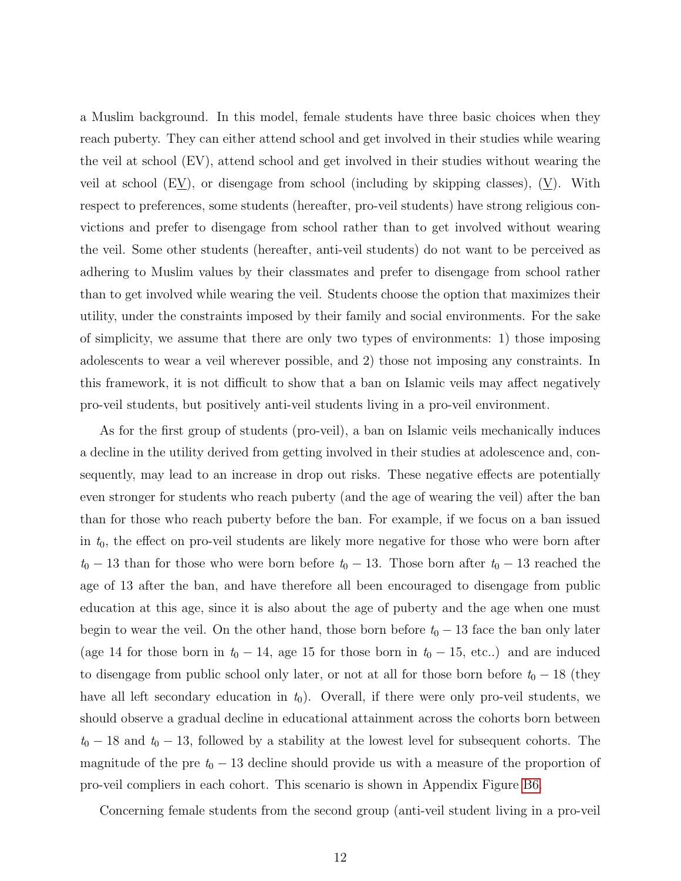a Muslim background. In this model, female students have three basic choices when they reach puberty. They can either attend school and get involved in their studies while wearing the veil at school (EV), attend school and get involved in their studies without wearing the veil at school ($E\underline{V}$), or disengage from school (including by skipping classes), ($\underline{V}$). With respect to preferences, some students (hereafter, pro-veil students) have strong religious convictions and prefer to disengage from school rather than to get involved without wearing the veil. Some other students (hereafter, anti-veil students) do not want to be perceived as adhering to Muslim values by their classmates and prefer to disengage from school rather than to get involved while wearing the veil. Students choose the option that maximizes their utility, under the constraints imposed by their family and social environments. For the sake of simplicity, we assume that there are only two types of environments: 1) those imposing adolescents to wear a veil wherever possible, and 2) those not imposing any constraints. In this framework, it is not difficult to show that a ban on Islamic veils may affect negatively pro-veil students, but positively anti-veil students living in a pro-veil environment.

As for the first group of students (pro-veil), a ban on Islamic veils mechanically induces a decline in the utility derived from getting involved in their studies at adolescence and, consequently, may lead to an increase in drop out risks. These negative effects are potentially even stronger for students who reach puberty (and the age of wearing the veil) after the ban than for those who reach puberty before the ban. For example, if we focus on a ban issued in $t_0$, the effect on pro-veil students are likely more negative for those who were born after $t_0 - 13$ than for those who were born before $t_0 - 13$. Those born after $t_0 - 13$ reached the age of 13 after the ban, and have therefore all been encouraged to disengage from public education at this age, since it is also about the age of puberty and the age when one must begin to wear the veil. On the other hand, those born before $t_0 - 13$ face the ban only later (age 14 for those born in $t_0 - 14$, age 15 for those born in $t_0 - 15$, etc..) and are induced to disengage from public school only later, or not at all for those born before $t_0 - 18$ (they have all left secondary education in $t_0$). Overall, if there were only pro-veil students, we should observe a gradual decline in educational attainment across the cohorts born between $t_0 - 18$ and $t_0 - 13$, followed by a stability at the lowest level for subsequent cohorts. The magnitude of the pre $t_0 - 13$ decline should provide us with a measure of the proportion of pro-veil compliers in each cohort. This scenario is shown in Appendix Figure B6.

Concerning female students from the second group (anti-veil student living in a pro-veil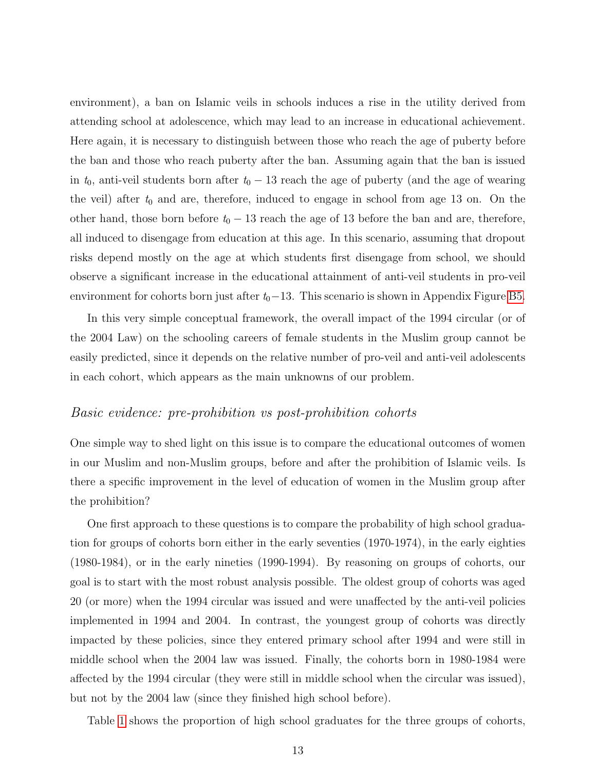environment), a ban on Islamic veils in schools induces a rise in the utility derived from attending school at adolescence, which may lead to an increase in educational achievement. Here again, it is necessary to distinguish between those who reach the age of puberty before the ban and those who reach puberty after the ban. Assuming again that the ban is issued in $t_0$, anti-veil students born after $t_0 - 13$ reach the age of puberty (and the age of wearing the veil) after $t_0$ and are, therefore, induced to engage in school from age 13 on. On the other hand, those born before $t_0 - 13$ reach the age of 13 before the ban and are, therefore, all induced to disengage from education at this age. In this scenario, assuming that dropout risks depend mostly on the age at which students first disengage from school, we should observe a significant increase in the educational attainment of anti-veil students in pro-veil environment for cohorts born just after $t_0-13$. This scenario is shown in Appendix Figure B5.

In this very simple conceptual framework, the overall impact of the 1994 circular (or of the 2004 Law) on the schooling careers of female students in the Muslim group cannot be easily predicted, since it depends on the relative number of pro-veil and anti-veil adolescents in each cohort, which appears as the main unknowns of our problem.

### *Basic evidence: pre-prohibition vs post-prohibition cohorts*

One simple way to shed light on this issue is to compare the educational outcomes of women in our Muslim and non-Muslim groups, before and after the prohibition of Islamic veils. Is there a specific improvement in the level of education of women in the Muslim group after the prohibition?

One first approach to these questions is to compare the probability of high school graduation for groups of cohorts born either in the early seventies (1970-1974), in the early eighties (1980-1984), or in the early nineties (1990-1994). By reasoning on groups of cohorts, our goal is to start with the most robust analysis possible. The oldest group of cohorts was aged 20 (or more) when the 1994 circular was issued and were unaffected by the anti-veil policies implemented in 1994 and 2004. In contrast, the youngest group of cohorts was directly impacted by these policies, since they entered primary school after 1994 and were still in middle school when the 2004 law was issued. Finally, the cohorts born in 1980-1984 were affected by the 1994 circular (they were still in middle school when the circular was issued), but not by the 2004 law (since they finished high school before).

Table 1 shows the proportion of high school graduates for the three groups of cohorts,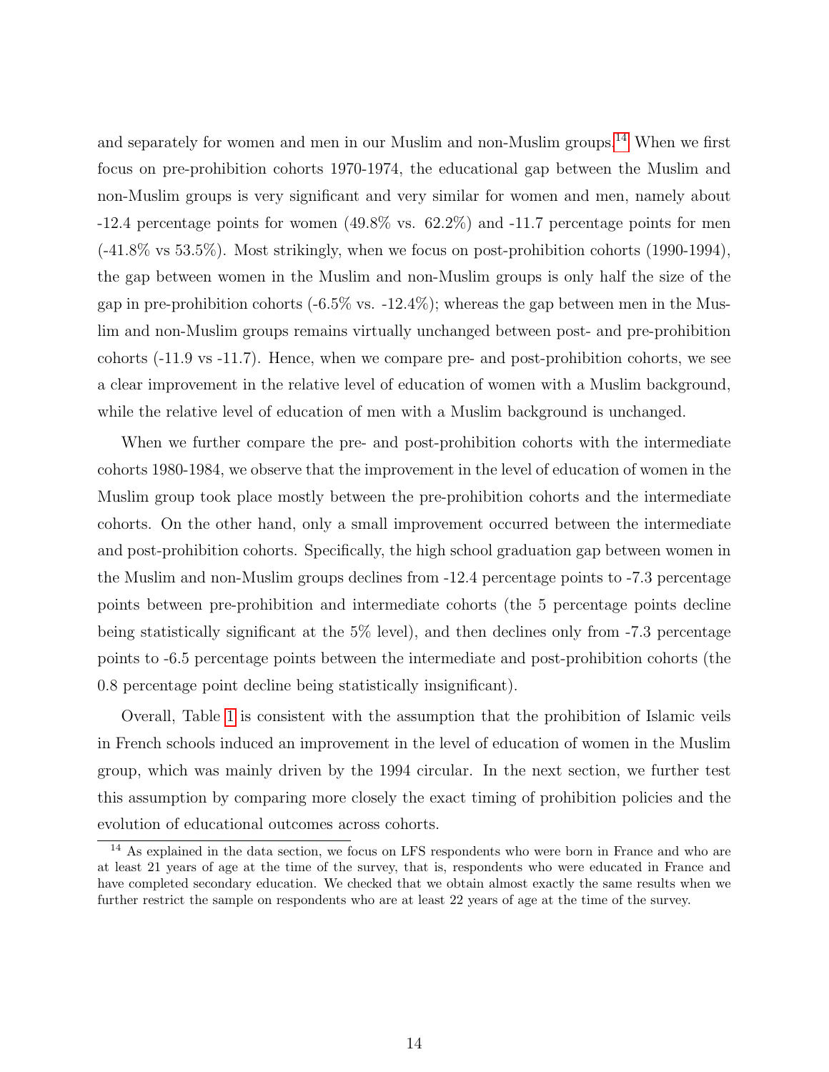and separately for women and men in our Muslim and non-Muslim groups.[14] When we first focus on pre-prohibition cohorts 1970-1974, the educational gap between the Muslim and non-Muslim groups is very significant and very similar for women and men, namely about -12.4 percentage points for women (49.8% vs. 62.2%) and -11.7 percentage points for men (-41.8% vs 53.5%). Most strikingly, when we focus on post-prohibition cohorts (1990-1994), the gap between women in the Muslim and non-Muslim groups is only half the size of the gap in pre-prohibition cohorts (-6.5% vs. -12.4%); whereas the gap between men in the Muslim and non-Muslim groups remains virtually unchanged between post- and pre-prohibition cohorts (-11.9 vs -11.7). Hence, when we compare pre- and post-prohibition cohorts, we see a clear improvement in the relative level of education of women with a Muslim background, while the relative level of education of men with a Muslim background is unchanged.

When we further compare the pre- and post-prohibition cohorts with the intermediate cohorts 1980-1984, we observe that the improvement in the level of education of women in the Muslim group took place mostly between the pre-prohibition cohorts and the intermediate cohorts. On the other hand, only a small improvement occurred between the intermediate and post-prohibition cohorts. Specifically, the high school graduation gap between women in the Muslim and non-Muslim groups declines from -12.4 percentage points to -7.3 percentage points between pre-prohibition and intermediate cohorts (the 5 percentage points decline being statistically significant at the 5% level), and then declines only from -7.3 percentage points to -6.5 percentage points between the intermediate and post-prohibition cohorts (the 0.8 percentage point decline being statistically insignificant).

Overall, Table 1 is consistent with the assumption that the prohibition of Islamic veils in French schools induced an improvement in the level of education of women in the Muslim group, which was mainly driven by the 1994 circular. In the next section, we further test this assumption by comparing more closely the exact timing of prohibition policies and the evolution of educational outcomes across cohorts.

[14] As explained in the data section, we focus on LFS respondents who were born in France and who are at least 21 years of age at the time of the survey, that is, respondents who were educated in France and have completed secondary education. We checked that we obtain almost exactly the same results when we further restrict the sample on respondents who are at least 22 years of age at the time of the survey.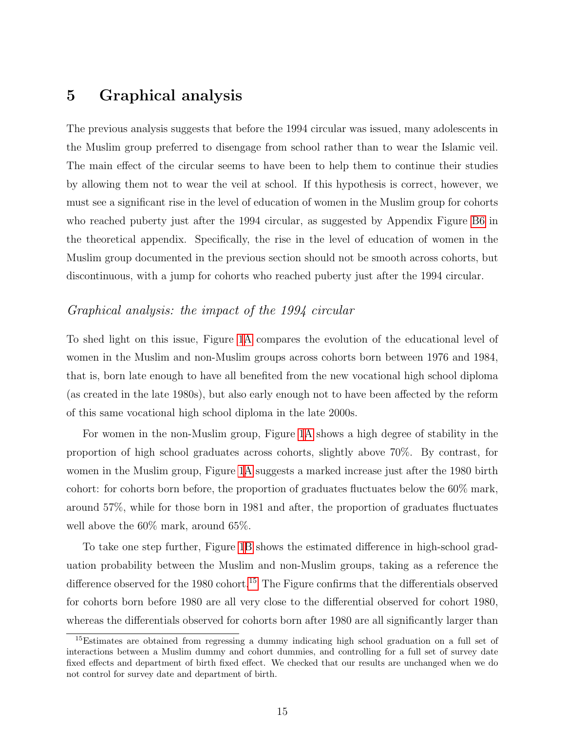# 5 Graphical analysis

The previous analysis suggests that before the 1994 circular was issued, many adolescents in the Muslim group preferred to disengage from school rather than to wear the Islamic veil. The main effect of the circular seems to have been to help them to continue their studies by allowing them not to wear the veil at school. If this hypothesis is correct, however, we must see a significant rise in the level of education of women in the Muslim group for cohorts who reached puberty just after the 1994 circular, as suggested by Appendix Figure B6 in the theoretical appendix. Specifically, the rise in the level of education of women in the Muslim group documented in the previous section should not be smooth across cohorts, but discontinuous, with a jump for cohorts who reached puberty just after the 1994 circular.

*Graphical analysis: the impact of the 1994 circular*

To shed light on this issue, Figure 1A compares the evolution of the educational level of women in the Muslim and non-Muslim groups across cohorts born between 1976 and 1984, that is, born late enough to have all benefited from the new vocational high school diploma (as created in the late 1980s), but also early enough not to have been affected by the reform of this same vocational high school diploma in the late 2000s.

For women in the non-Muslim group, Figure 1A shows a high degree of stability in the proportion of high school graduates across cohorts, slightly above 70%. By contrast, for women in the Muslim group, Figure 1A suggests a marked increase just after the 1980 birth cohort: for cohorts born before, the proportion of graduates fluctuates below the 60% mark, around 57%, while for those born in 1981 and after, the proportion of graduates fluctuates well above the 60% mark, around 65%.

To take one step further, Figure 1B shows the estimated difference in high-school graduation probability between the Muslim and non-Muslim groups, taking as a reference the difference observed for the 1980 cohort.[15] The Figure confirms that the differentials observed for cohorts born before 1980 are all very close to the differential observed for cohort 1980, whereas the differentials observed for cohorts born after 1980 are all significantly larger than

[15]Estimates are obtained from regressing a dummy indicating high school graduation on a full set of interactions between a Muslim dummy and cohort dummies, and controlling for a full set of survey date fixed effects and department of birth fixed effect. We checked that our results are unchanged when we do not control for survey date and department of birth.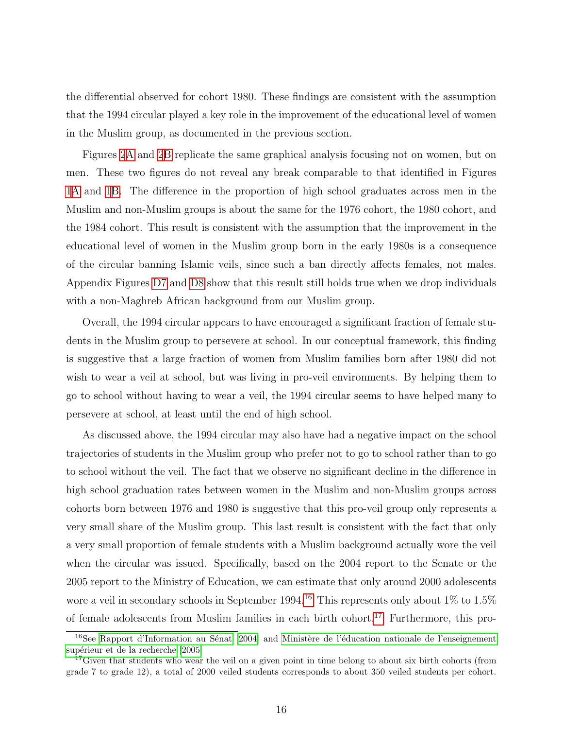the differential observed for cohort 1980. These findings are consistent with the assumption that the 1994 circular played a key role in the improvement of the educational level of women in the Muslim group, as documented in the previous section.

Figures 2A and 2B replicate the same graphical analysis focusing not on women, but on men. These two figures do not reveal any break comparable to that identified in Figures 1A and 1B. The difference in the proportion of high school graduates across men in the Muslim and non-Muslim groups is about the same for the 1976 cohort, the 1980 cohort, and the 1984 cohort. This result is consistent with the assumption that the improvement in the educational level of women in the Muslim group born in the early 1980s is a consequence of the circular banning Islamic veils, since such a ban directly affects females, not males. Appendix Figures D7 and D8 show that this result still holds true when we drop individuals with a non-Maghreb African background from our Muslim group.

Overall, the 1994 circular appears to have encouraged a significant fraction of female students in the Muslim group to persevere at school. In our conceptual framework, this finding is suggestive that a large fraction of women from Muslim families born after 1980 did not wish to wear a veil at school, but was living in pro-veil environments. By helping them to go to school without having to wear a veil, the 1994 circular seems to have helped many to persevere at school, at least until the end of high school.

As discussed above, the 1994 circular may also have had a negative impact on the school trajectories of students in the Muslim group who prefer not to go to school rather than to go to school without the veil. The fact that we observe no significant decline in the difference in high school graduation rates between women in the Muslim and non-Muslim groups across cohorts born between 1976 and 1980 is suggestive that this pro-veil group only represents a very small share of the Muslim group. This last result is consistent with the fact that only a very small proportion of female students with a Muslim background actually wore the veil when the circular was issued. Specifically, based on the 2004 report to the Senate or the 2005 report to the Ministry of Education, we can estimate that only around 2000 adolescents wore a veil in secondary schools in September 1994.[16] This represents only about 1% to 1.5% of female adolescents from Muslim families in each birth cohort.[17] Furthermore, this pro-

[16] See Rapport d'Information au Sénat (2004) and Ministère de l'éducation nationale de l'enseignement supérieur et de la recherche (2005)

[17] Given that students who wear the veil on a given point in time belong to about six birth cohorts (from grade 7 to grade 12), a total of 2000 veiled students corresponds to about 350 veiled students per cohort.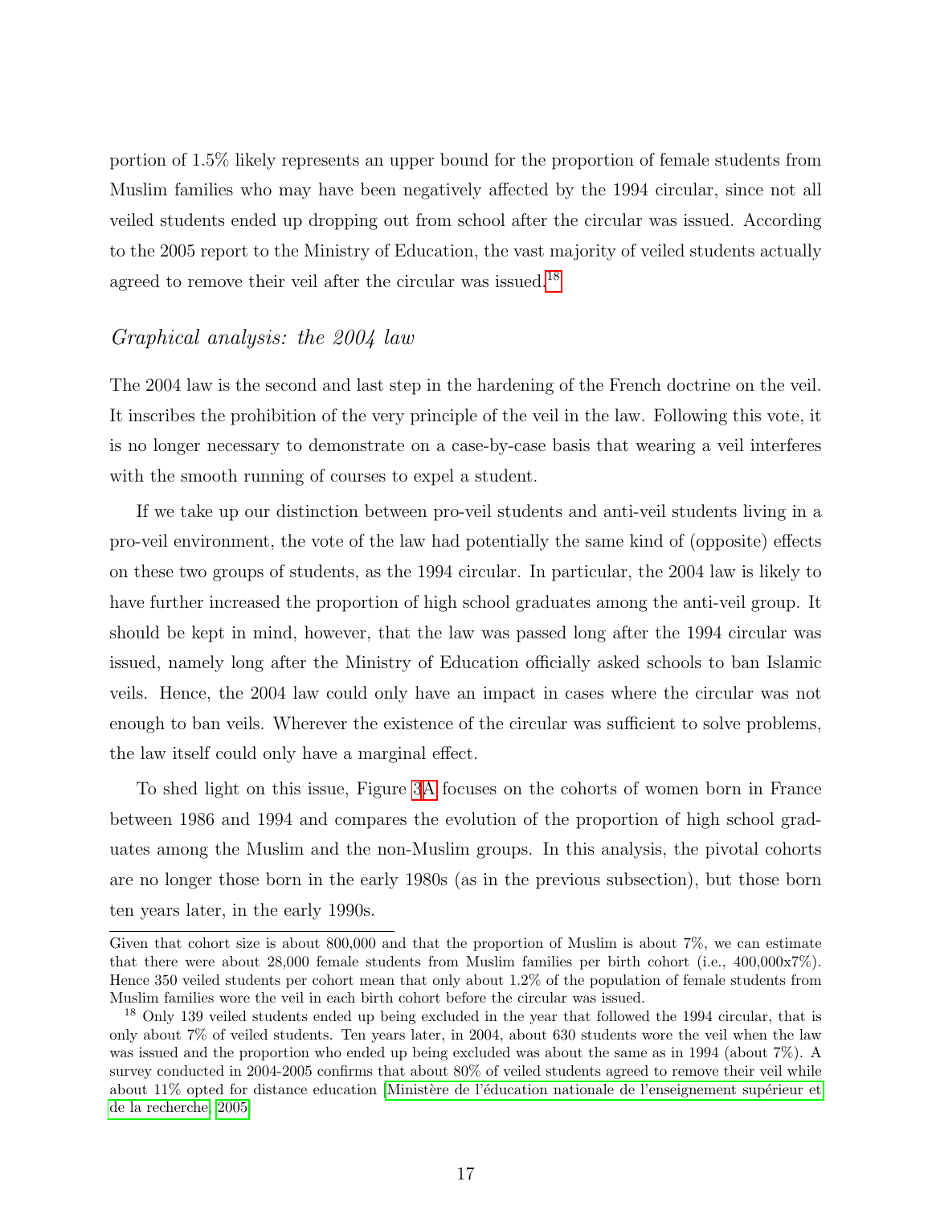portion of 1.5% likely represents an upper bound for the proportion of female students from Muslim families who may have been negatively affected by the 1994 circular, since not all veiled students ended up dropping out from school after the circular was issued. According to the 2005 report to the Ministry of Education, the vast majority of veiled students actually agreed to remove their veil after the circular was issued.[18]

### *Graphical analysis: the 2004 law*

The 2004 law is the second and last step in the hardening of the French doctrine on the veil. It inscribes the prohibition of the very principle of the veil in the law. Following this vote, it is no longer necessary to demonstrate on a case-by-case basis that wearing a veil interferes with the smooth running of courses to expel a student.

If we take up our distinction between pro-veil students and anti-veil students living in a pro-veil environment, the vote of the law had potentially the same kind of (opposite) effects on these two groups of students, as the 1994 circular. In particular, the 2004 law is likely to have further increased the proportion of high school graduates among the anti-veil group. It should be kept in mind, however, that the law was passed long after the 1994 circular was issued, namely long after the Ministry of Education officially asked schools to ban Islamic veils. Hence, the 2004 law could only have an impact in cases where the circular was not enough to ban veils. Wherever the existence of the circular was sufficient to solve problems, the law itself could only have a marginal effect.

To shed light on this issue, Figure 3A focuses on the cohorts of women born in France between 1986 and 1994 and compares the evolution of the proportion of high school graduates among the Muslim and the non-Muslim groups. In this analysis, the pivotal cohorts are no longer those born in the early 1980s (as in the previous subsection), but those born ten years later, in the early 1990s.

---

Given that cohort size is about 800,000 and that the proportion of Muslim is about 7%, we can estimate that there were about 28,000 female students from Muslim families per birth cohort (i.e., 400,000x7%). Hence 350 veiled students per cohort mean that only about 1.2% of the population of female students from Muslim families wore the veil in each birth cohort before the circular was issued.

[18] Only 139 veiled students ended up being excluded in the year that followed the 1994 circular, that is only about 7% of veiled students. Ten years later, in 2004, about 630 students wore the veil when the law was issued and the proportion who ended up being excluded was about the same as in 1994 (about 7%). A survey conducted in 2004-2005 confirms that about 80% of veiled students agreed to remove their veil while about 11% opted for distance education [Ministère de l'éducation nationale de l'enseignement supérieur et de la recherche, 2005].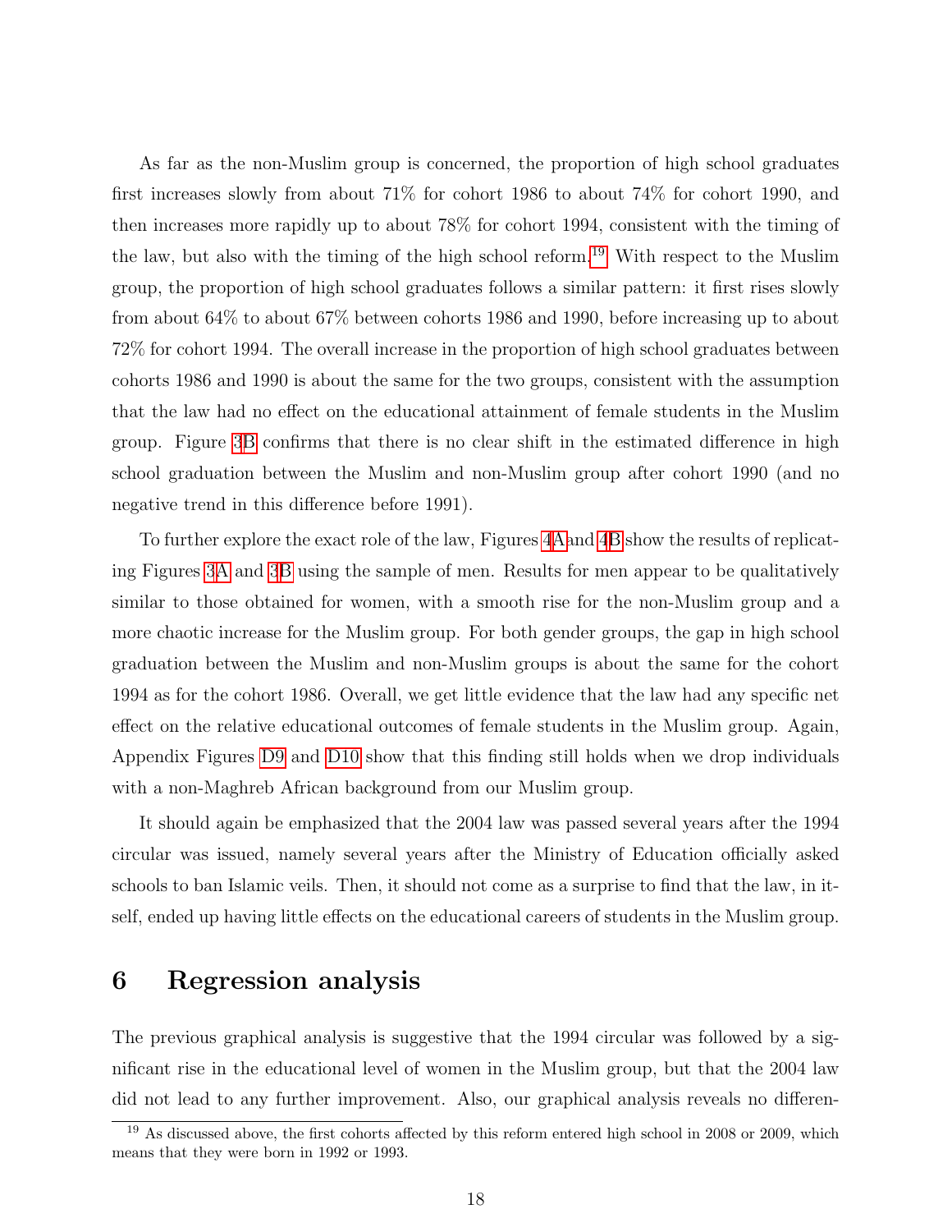As far as the non-Muslim group is concerned, the proportion of high school graduates first increases slowly from about 71% for cohort 1986 to about 74% for cohort 1990, and then increases more rapidly up to about 78% for cohort 1994, consistent with the timing of the law, but also with the timing of the high school reform.[19] With respect to the Muslim group, the proportion of high school graduates follows a similar pattern: it first rises slowly from about 64% to about 67% between cohorts 1986 and 1990, before increasing up to about 72% for cohort 1994. The overall increase in the proportion of high school graduates between cohorts 1986 and 1990 is about the same for the two groups, consistent with the assumption that the law had no effect on the educational attainment of female students in the Muslim group. Figure 3B confirms that there is no clear shift in the estimated difference in high school graduation between the Muslim and non-Muslim group after cohort 1990 (and no negative trend in this difference before 1991).

To further explore the exact role of the law, Figures 4A and 4B show the results of replicating Figures 3A and 3B using the sample of men. Results for men appear to be qualitatively similar to those obtained for women, with a smooth rise for the non-Muslim group and a more chaotic increase for the Muslim group. For both gender groups, the gap in high school graduation between the Muslim and non-Muslim groups is about the same for the cohort 1994 as for the cohort 1986. Overall, we get little evidence that the law had any specific net effect on the relative educational outcomes of female students in the Muslim group. Again, Appendix Figures D9 and D10 show that this finding still holds when we drop individuals with a non-Maghreb African background from our Muslim group.

It should again be emphasized that the 2004 law was passed several years after the 1994 circular was issued, namely several years after the Ministry of Education officially asked schools to ban Islamic veils. Then, it should not come as a surprise to find that the law, in itself, ended up having little effects on the educational careers of students in the Muslim group.

# 6 Regression analysis

The previous graphical analysis is suggestive that the 1994 circular was followed by a significant rise in the educational level of women in the Muslim group, but that the 2004 law did not lead to any further improvement. Also, our graphical analysis reveals no differen-

[19] As discussed above, the first cohorts affected by this reform entered high school in 2008 or 2009, which means that they were born in 1992 or 1993.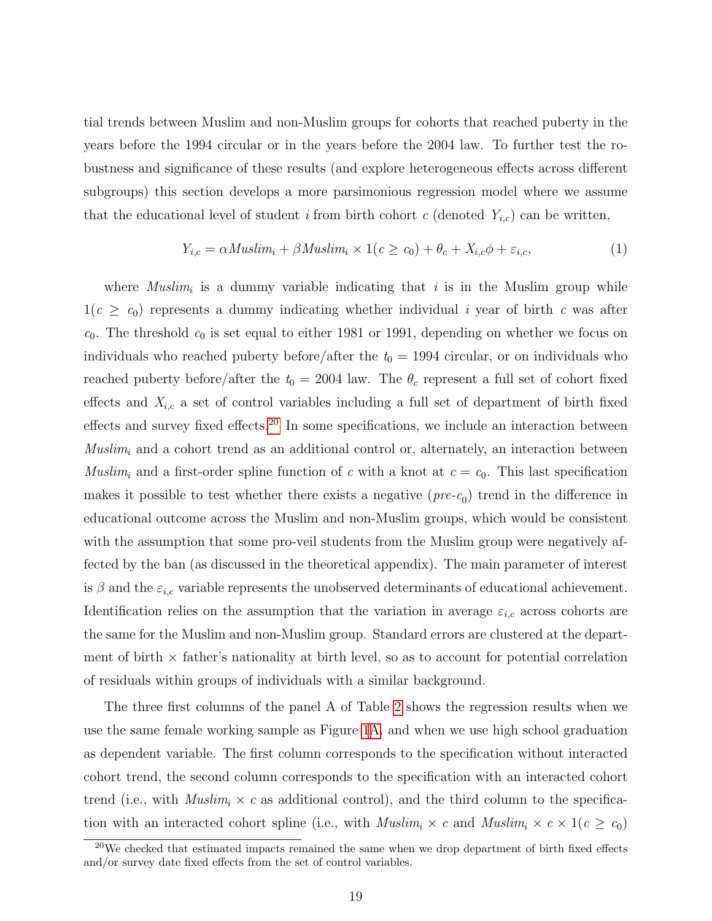tial trends between Muslim and non-Muslim groups for cohorts that reached puberty in the years before the 1994 circular or in the years before the 2004 law. To further test the robustness and significance of these results (and explore heterogeneous effects across different subgroups) this section develops a more parsimonious regression model where we assume that the educational level of student $i$ from birth cohort $c$ (denoted $Y_{i,c}$) can be written,

$$Y_{i,c} = \alpha Muslim_i + \beta Muslim_i \times 1(c \geq c_0) + \theta_c + X_{i,c}\phi + \varepsilon_{i,c}, \tag{1}$$

where $Muslim_i$ is a dummy variable indicating that $i$ is in the Muslim group while $1(c \geq c_0)$ represents a dummy indicating whether individual $i$ year of birth $c$ was after $c_0$. The threshold $c_0$ is set equal to either 1981 or 1991, depending on whether we focus on individuals who reached puberty before/after the $t_0 = 1994$ circular, or on individuals who reached puberty before/after the $t_0 = 2004$ law. The $\theta_c$ represent a full set of cohort fixed effects and $X_{i,c}$ a set of control variables including a full set of department of birth fixed effects and survey fixed effects.[20] In some specifications, we include an interaction between $Muslim_i$ and a cohort trend as an additional control or, alternately, an interaction between $Muslim_i$ and a first-order spline function of $c$ with a knot at $c = c_0$. This last specification makes it possible to test whether there exists a negative (*pre*-$c_0$) trend in the difference in educational outcome across the Muslim and non-Muslim groups, which would be consistent with the assumption that some pro-veil students from the Muslim group were negatively affected by the ban (as discussed in the theoretical appendix). The main parameter of interest is $\beta$ and the $\varepsilon_{i,c}$ variable represents the unobserved determinants of educational achievement. Identification relies on the assumption that the variation in average $\varepsilon_{i,c}$ across cohorts are the same for the Muslim and non-Muslim group. Standard errors are clustered at the department of birth $\times$ father's nationality at birth level, so as to account for potential correlation of residuals within groups of individuals with a similar background.

The three first columns of the panel A of Table 2 shows the regression results when we use the same female working sample as Figure 1A, and when we use high school graduation as dependent variable. The first column corresponds to the specification without interacted cohort trend, the second column corresponds to the specification with an interacted cohort trend (i.e., with $Muslim_i \times c$ as additional control), and the third column to the specification with an interacted cohort spline (i.e., with $Muslim_i \times c$ and $Muslim_i \times c \times 1(c \geq c_0)$

[20] We checked that estimated impacts remained the same when we drop department of birth fixed effects and/or survey date fixed effects from the set of control variables.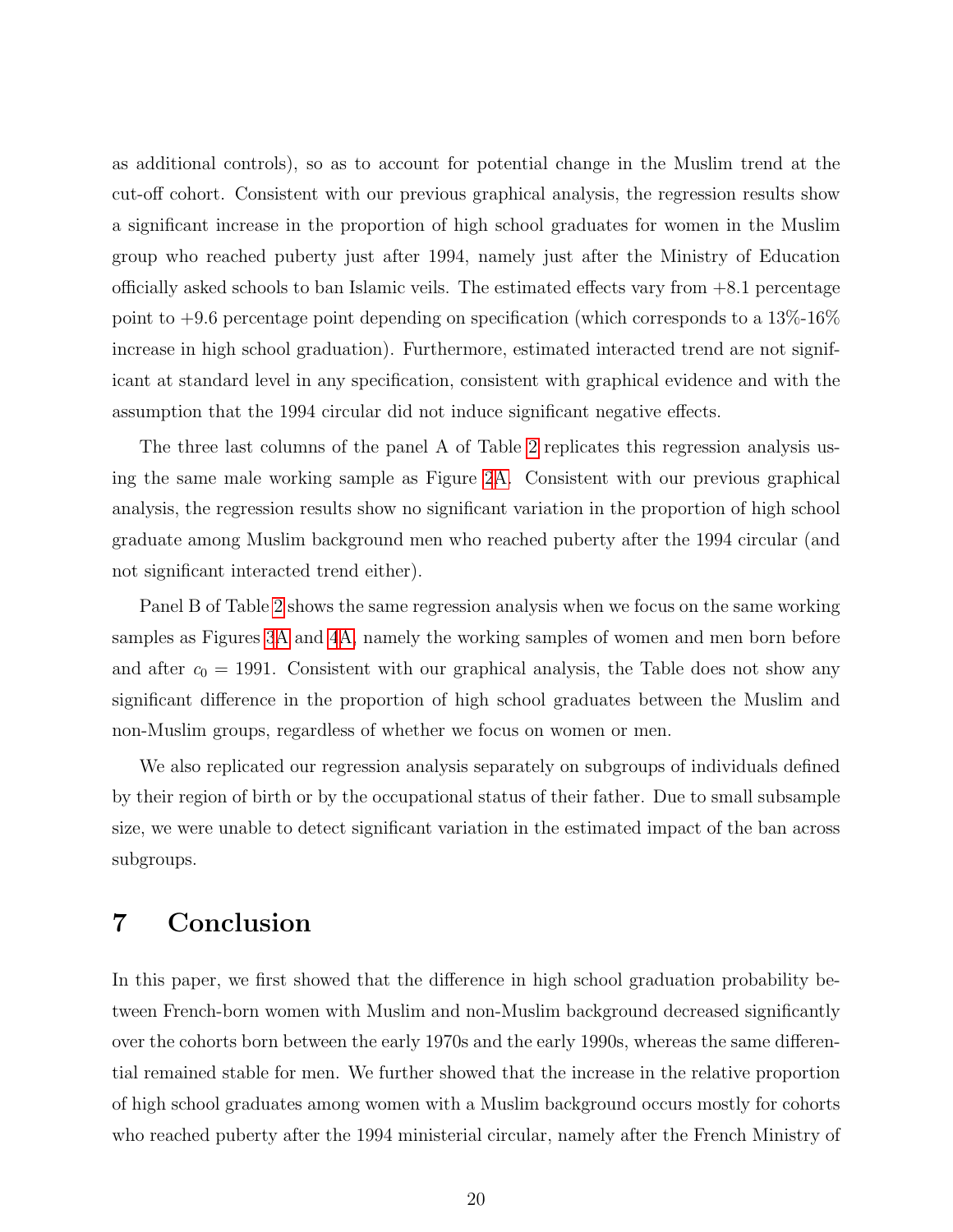as additional controls), so as to account for potential change in the Muslim trend at the cut-off cohort. Consistent with our previous graphical analysis, the regression results show a significant increase in the proportion of high school graduates for women in the Muslim group who reached puberty just after 1994, namely just after the Ministry of Education officially asked schools to ban Islamic veils. The estimated effects vary from +8.1 percentage point to +9.6 percentage point depending on specification (which corresponds to a 13%-16% increase in high school graduation). Furthermore, estimated interacted trend are not significant at standard level in any specification, consistent with graphical evidence and with the assumption that the 1994 circular did not induce significant negative effects.

The three last columns of the panel A of Table 2 replicates this regression analysis using the same male working sample as Figure 2A. Consistent with our previous graphical analysis, the regression results show no significant variation in the proportion of high school graduate among Muslim background men who reached puberty after the 1994 circular (and not significant interacted trend either).

Panel B of Table 2 shows the same regression analysis when we focus on the same working samples as Figures 3A and 4A, namely the working samples of women and men born before and after $c_0 = 1991$. Consistent with our graphical analysis, the Table does not show any significant difference in the proportion of high school graduates between the Muslim and non-Muslim groups, regardless of whether we focus on women or men.

We also replicated our regression analysis separately on subgroups of individuals defined by their region of birth or by the occupational status of their father. Due to small subsample size, we were unable to detect significant variation in the estimated impact of the ban across subgroups.

# 7 Conclusion

In this paper, we first showed that the difference in high school graduation probability between French-born women with Muslim and non-Muslim background decreased significantly over the cohorts born between the early 1970s and the early 1990s, whereas the same differential remained stable for men. We further showed that the increase in the relative proportion of high school graduates among women with a Muslim background occurs mostly for cohorts who reached puberty after the 1994 ministerial circular, namely after the French Ministry of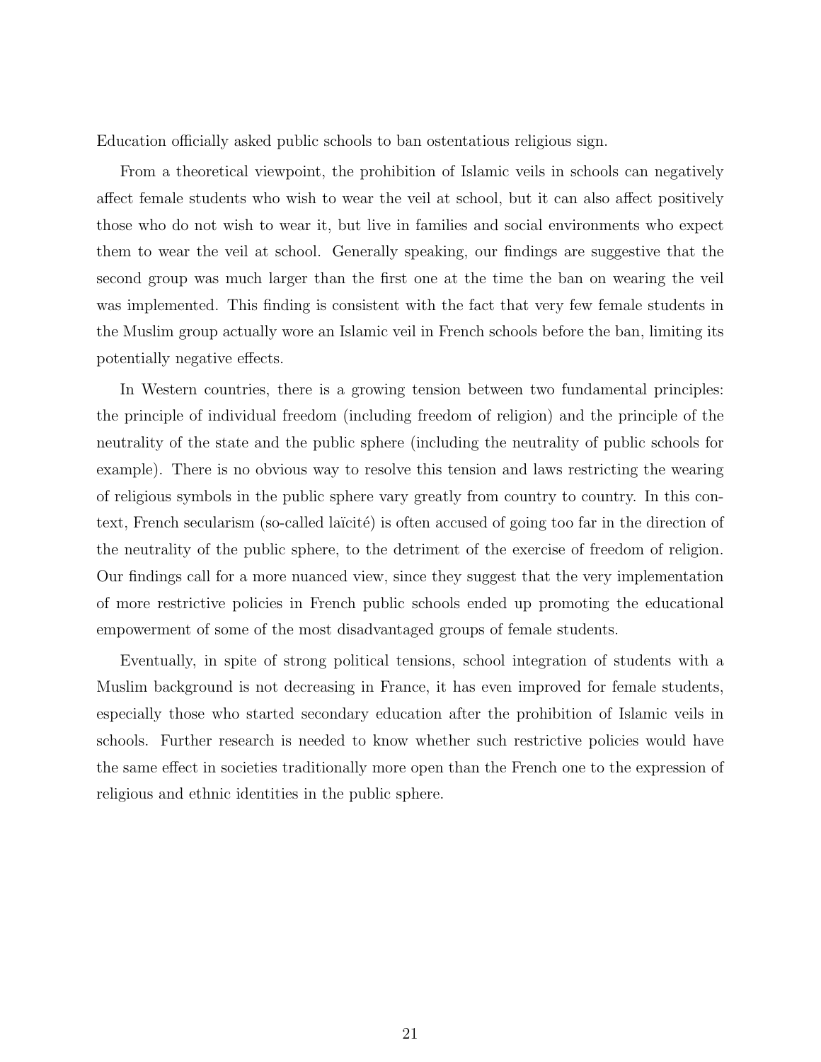Education officially asked public schools to ban ostentatious religious sign.

From a theoretical viewpoint, the prohibition of Islamic veils in schools can negatively affect female students who wish to wear the veil at school, but it can also affect positively those who do not wish to wear it, but live in families and social environments who expect them to wear the veil at school. Generally speaking, our findings are suggestive that the second group was much larger than the first one at the time the ban on wearing the veil was implemented. This finding is consistent with the fact that very few female students in the Muslim group actually wore an Islamic veil in French schools before the ban, limiting its potentially negative effects.

In Western countries, there is a growing tension between two fundamental principles: the principle of individual freedom (including freedom of religion) and the principle of the neutrality of the state and the public sphere (including the neutrality of public schools for example). There is no obvious way to resolve this tension and laws restricting the wearing of religious symbols in the public sphere vary greatly from country to country. In this context, French secularism (so-called laïcité) is often accused of going too far in the direction of the neutrality of the public sphere, to the detriment of the exercise of freedom of religion. Our findings call for a more nuanced view, since they suggest that the very implementation of more restrictive policies in French public schools ended up promoting the educational empowerment of some of the most disadvantaged groups of female students.

Eventually, in spite of strong political tensions, school integration of students with a Muslim background is not decreasing in France, it has even improved for female students, especially those who started secondary education after the prohibition of Islamic veils in schools. Further research is needed to know whether such restrictive policies would have the same effect in societies traditionally more open than the French one to the expression of religious and ethnic identities in the public sphere.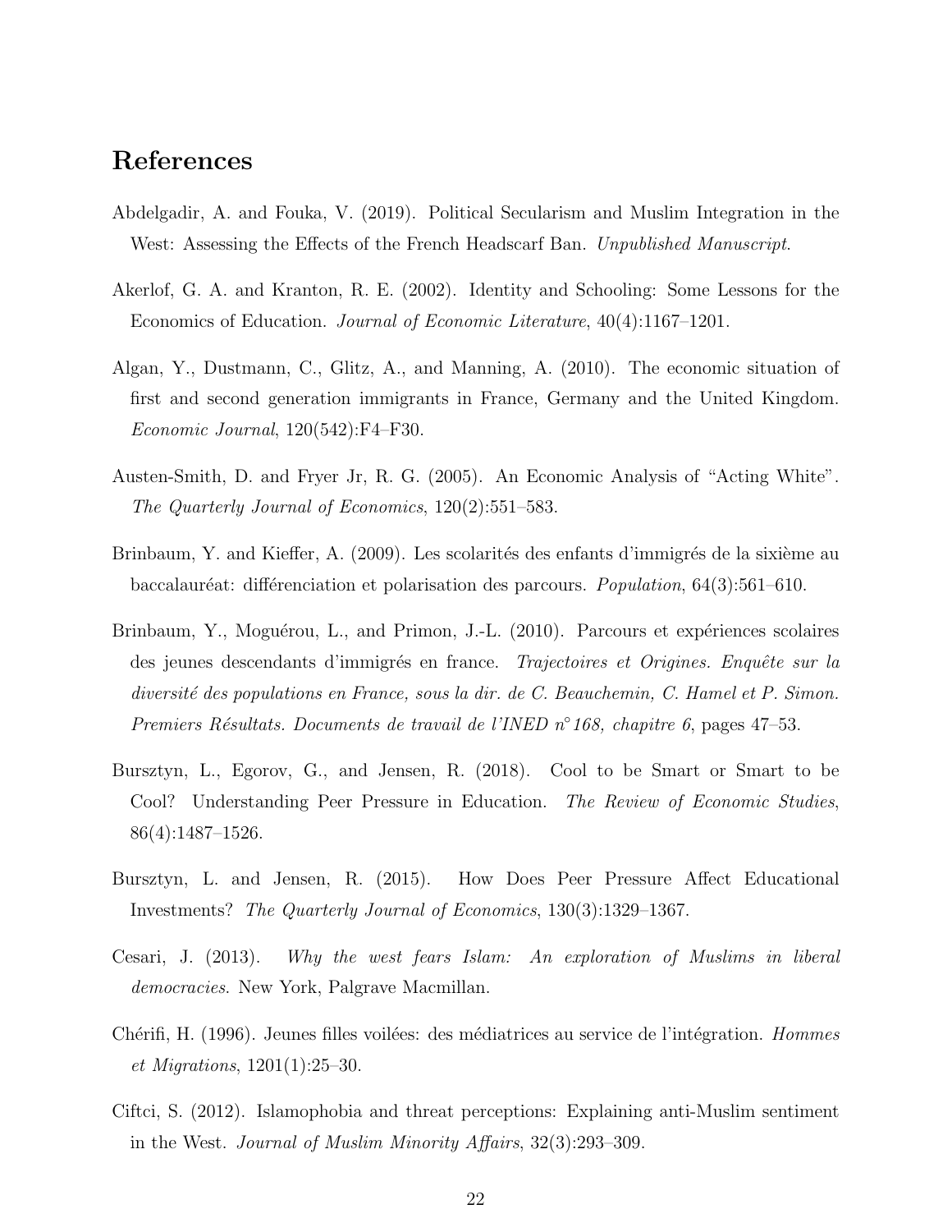## References

Abdelgadir, A. and Fouka, V. (2019). Political Secularism and Muslim Integration in the West: Assessing the Effects of the French Headscarf Ban. *Unpublished Manuscript*.

Akerlof, G. A. and Kranton, R. E. (2002). Identity and Schooling: Some Lessons for the Economics of Education. *Journal of Economic Literature*, 40(4):1167–1201.

Algan, Y., Dustmann, C., Glitz, A., and Manning, A. (2010). The economic situation of first and second generation immigrants in France, Germany and the United Kingdom. *Economic Journal*, 120(542):F4–F30.

Austen-Smith, D. and Fryer Jr, R. G. (2005). An Economic Analysis of "Acting White". *The Quarterly Journal of Economics*, 120(2):551–583.

Brinbaum, Y. and Kieffer, A. (2009). Les scolarités des enfants d'immigrés de la sixième au baccalauréat: différenciation et polarisation des parcours. *Population*, 64(3):561–610.

Brinbaum, Y., Moguérou, L., and Primon, J.-L. (2010). Parcours et expériences scolaires des jeunes descendants d'immigrés en france. *Trajectoires et Origines. Enquête sur la diversité des populations en France, sous la dir. de C. Beauchemin, C. Hamel et P. Simon. Premiers Résultats. Documents de travail de l'INED n°168, chapitre 6*, pages 47–53.

Bursztyn, L., Egorov, G., and Jensen, R. (2018). Cool to be Smart or Smart to be Cool? Understanding Peer Pressure in Education. *The Review of Economic Studies*, 86(4):1487–1526.

Bursztyn, L. and Jensen, R. (2015). How Does Peer Pressure Affect Educational Investments? *The Quarterly Journal of Economics*, 130(3):1329–1367.

Cesari, J. (2013). *Why the west fears Islam: An exploration of Muslims in liberal democracies*. New York, Palgrave Macmillan.

Chérifi, H. (1996). Jeunes filles voilées: des médiatrices au service de l'intégration. *Hommes et Migrations*, 1201(1):25–30.

Ciftci, S. (2012). Islamophobia and threat perceptions: Explaining anti-Muslim sentiment in the West. *Journal of Muslim Minority Affairs*, 32(3):293–309.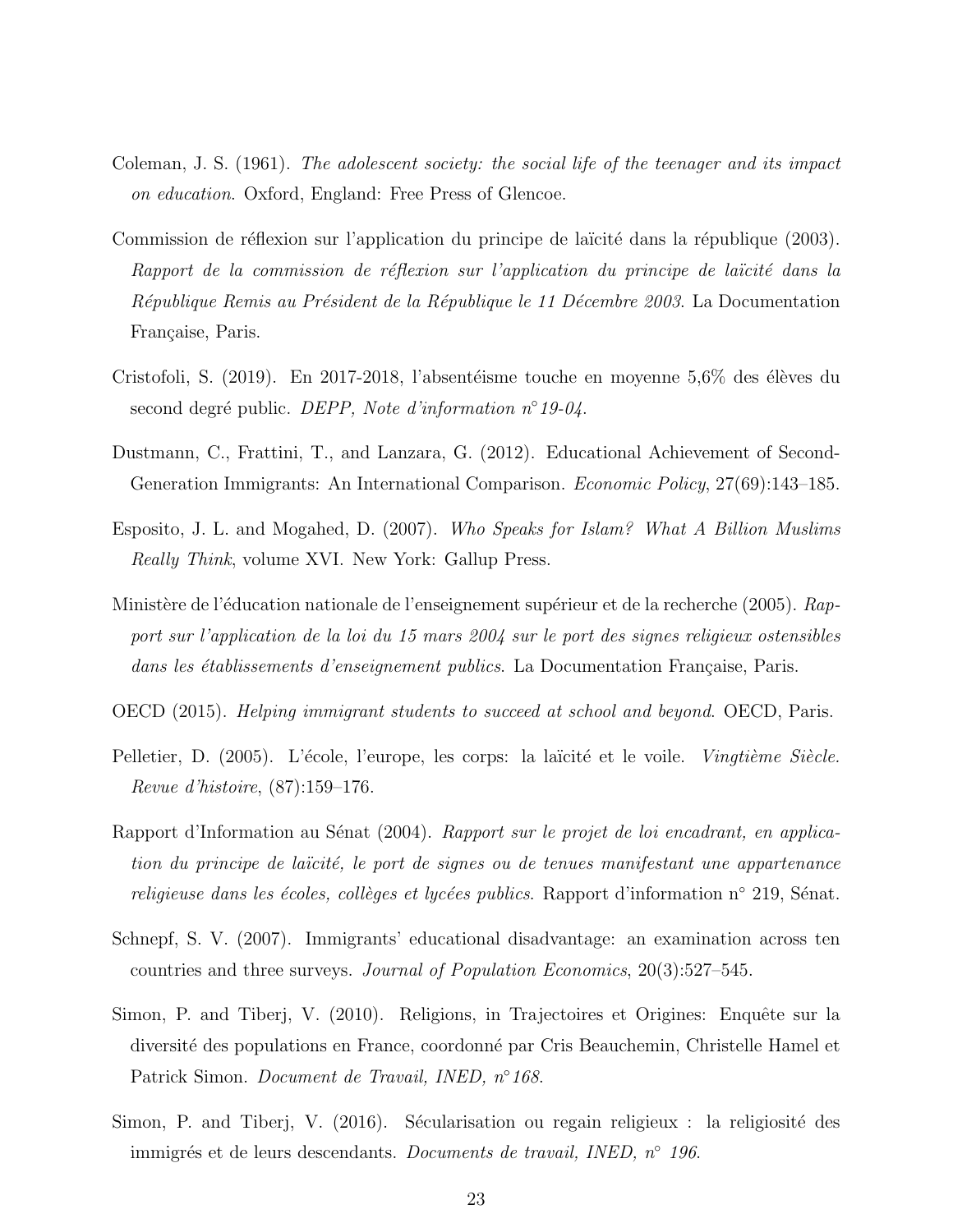Coleman, J. S. (1961). *The adolescent society: the social life of the teenager and its impact on education*. Oxford, England: Free Press of Glencoe.

Commission de réflexion sur l'application du principe de laïcité dans la république (2003). *Rapport de la commission de réflexion sur l'application du principe de laïcité dans la République Remis au Président de la République le 11 Décembre 2003*. La Documentation Française, Paris.

Cristofoli, S. (2019). En 2017-2018, l'absentéisme touche en moyenne 5,6% des élèves du second degré public. *DEPP, Note d'information n°19-04*.

Dustmann, C., Frattini, T., and Lanzara, G. (2012). Educational Achievement of Second-Generation Immigrants: An International Comparison. *Economic Policy*, 27(69):143–185.

Esposito, J. L. and Mogahed, D. (2007). *Who Speaks for Islam? What A Billion Muslims Really Think*, volume XVI. New York: Gallup Press.

Ministère de l'éducation nationale de l'enseignement supérieur et de la recherche (2005). *Rapport sur l'application de la loi du 15 mars 2004 sur le port des signes religieux ostensibles dans les établissements d'enseignement publics*. La Documentation Française, Paris.

OECD (2015). *Helping immigrant students to succeed at school and beyond*. OECD, Paris.

Pelletier, D. (2005). L'école, l'europe, les corps: la laïcité et le voile. *Vingtième Siècle. Revue d'histoire*, (87):159–176.

Rapport d'Information au Sénat (2004). *Rapport sur le projet de loi encadrant, en application du principe de laïcité, le port de signes ou de tenues manifestant une appartenance religieuse dans les écoles, collèges et lycées publics*. Rapport d'information n° 219, Sénat.

Schnepf, S. V. (2007). Immigrants' educational disadvantage: an examination across ten countries and three surveys. *Journal of Population Economics*, 20(3):527–545.

Simon, P. and Tiberj, V. (2010). Religions, in Trajectoires et Origines: Enquête sur la diversité des populations en France, coordonné par Cris Beauchemin, Christelle Hamel et Patrick Simon. *Document de Travail, INED, n°168*.

Simon, P. and Tiberj, V. (2016). Sécularisation ou regain religieux : la religiosité des immigrés et de leurs descendants. *Documents de travail, INED, n° 196*.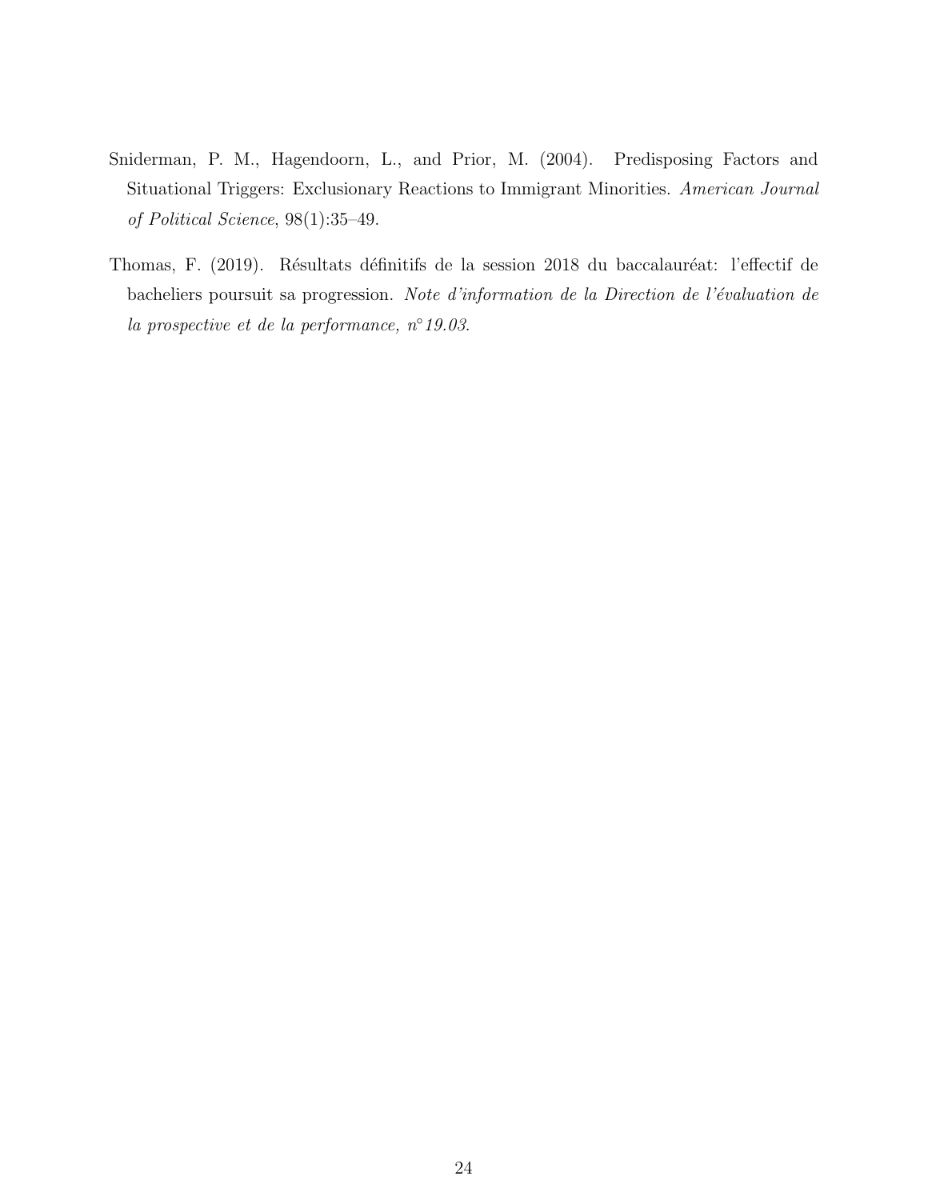Sniderman, P. M., Hagendoorn, L., and Prior, M. (2004). Predisposing Factors and Situational Triggers: Exclusionary Reactions to Immigrant Minorities. *American Journal of Political Science*, 98(1):35–49.

Thomas, F. (2019). Résultats définitifs de la session 2018 du baccalauréat: l'effectif de bacheliers poursuit sa progression. *Note d'information de la Direction de l'évaluation de la prospective et de la performance, n°19.03*.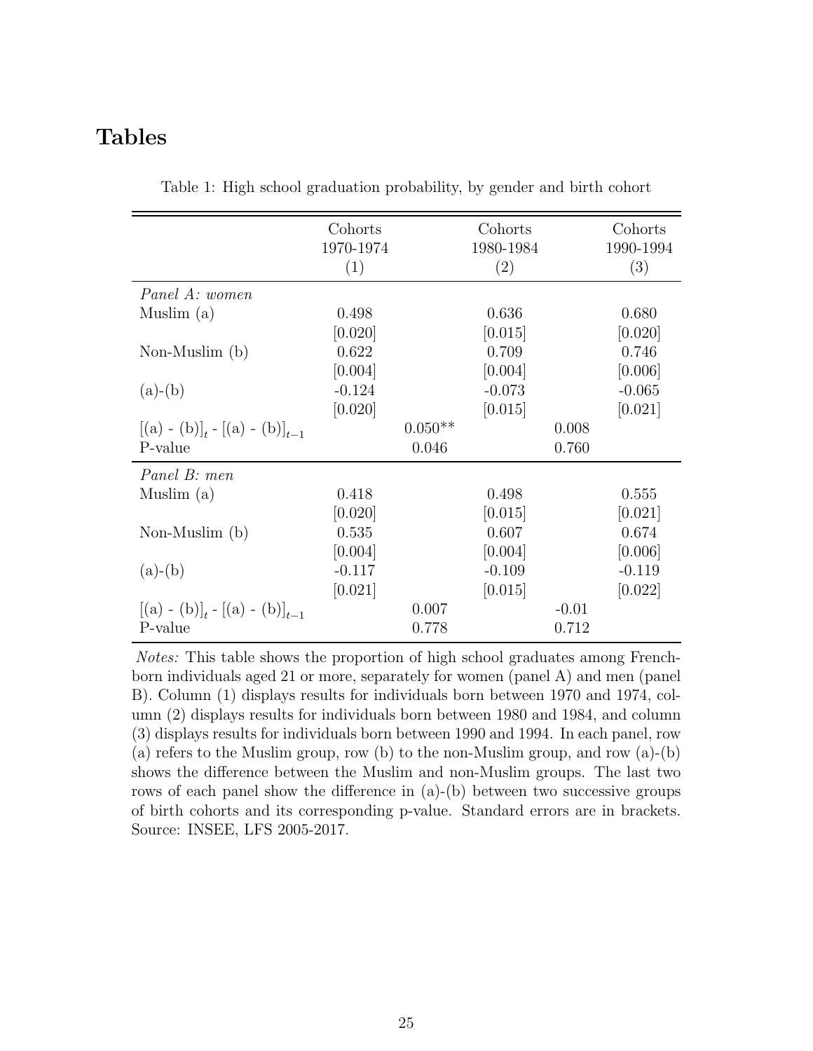# Tables

Table 1: High school graduation probability, by gender and birth cohort

| | Cohorts 1970-1974 (1) | | Cohorts 1980-1984 (2) | | Cohorts 1990-1994 (3) |
|---|---|---|---|---|---|
| *Panel A: women* | | | | | |
| Muslim (a) | 0.498 | | 0.636 | | 0.680 |
| | [0.020] | | [0.015] | | [0.020] |
| Non-Muslim (b) | 0.622 | | 0.709 | | 0.746 |
| | [0.004] | | [0.004] | | [0.006] |
| (a)-(b) | -0.124 | | -0.073 | | -0.065 |
| | [0.020] | | [0.015] | | [0.021] |
| $[(a) - (b)]_t - [(a) - (b)]_{t-1}$ | | 0.050** | | 0.008 | |
| P-value | | 0.046 | | 0.760 | |
| *Panel B: men* | | | | | |
| Muslim (a) | 0.418 | | 0.498 | | 0.555 |
| | [0.020] | | [0.015] | | [0.021] |
| Non-Muslim (b) | 0.535 | | 0.607 | | 0.674 |
| | [0.004] | | [0.004] | | [0.006] |
| (a)-(b) | -0.117 | | -0.109 | | -0.119 |
| | [0.021] | | [0.015] | | [0.022] |
| $[(a) - (b)]_t - [(a) - (b)]_{t-1}$ | | 0.007 | | -0.01 | |
| P-value | | 0.778 | | 0.712 | |

*Notes:* This table shows the proportion of high school graduates among French-born individuals aged 21 or more, separately for women (panel A) and men (panel B). Column (1) displays results for individuals born between 1970 and 1974, column (2) displays results for individuals born between 1980 and 1984, and column (3) displays results for individuals born between 1990 and 1994. In each panel, row (a) refers to the Muslim group, row (b) to the non-Muslim group, and row (a)-(b) shows the difference between the Muslim and non-Muslim groups. The last two rows of each panel show the difference in (a)-(b) between two successive groups of birth cohorts and its corresponding p-value. Standard errors are in brackets. Source: INSEE, LFS 2005-2017.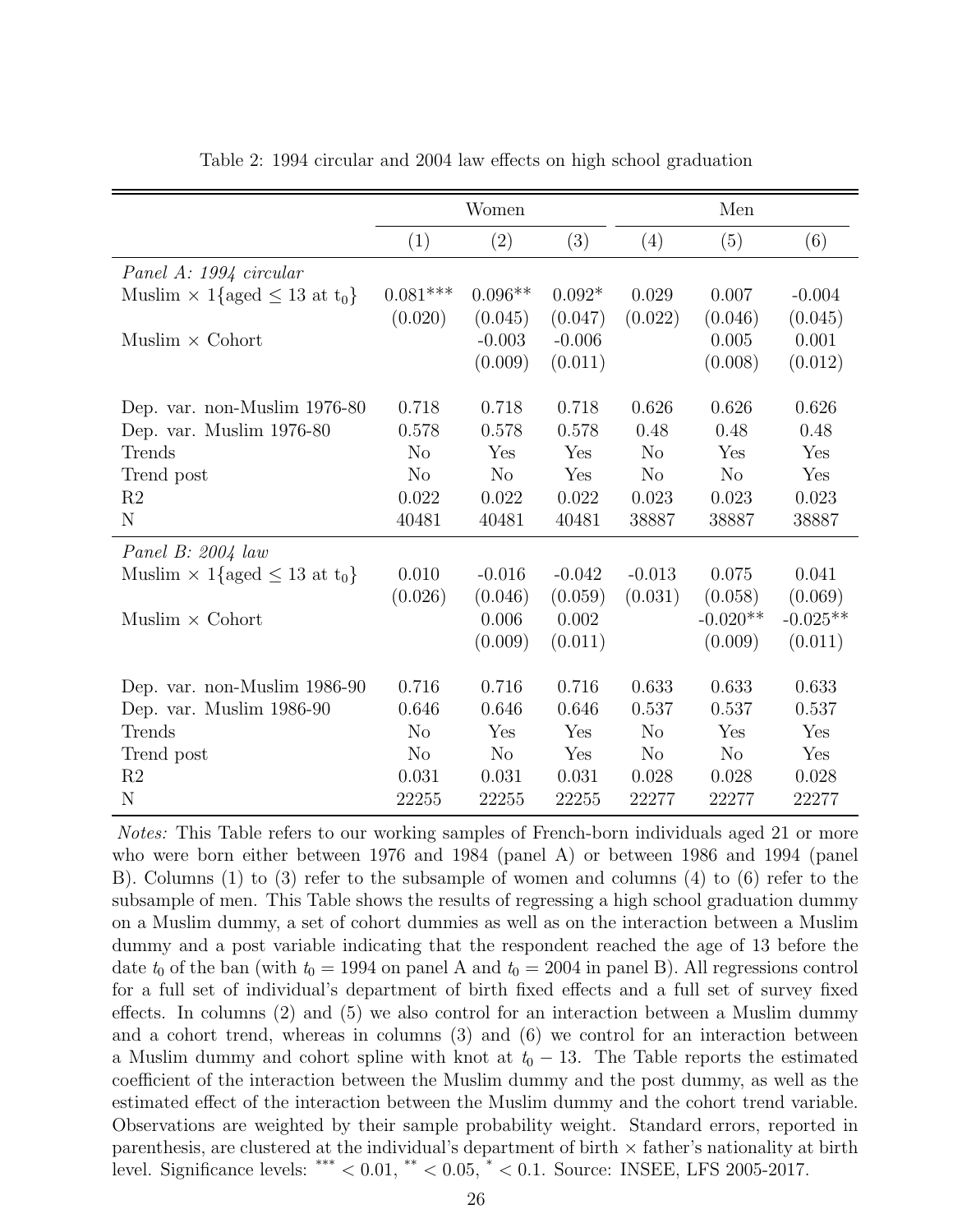Table 2: 1994 circular and 2004 law effects on high school graduation

| | Women | | | Men | | |
|---|---|---|---|---|---|---|
| | (1) | (2) | (3) | (4) | (5) | (6) |
| *Panel A: 1994 circular* | | | | | | |
| Muslim × 1{aged ≤ 13 at $t_0$} | 0.081*** | 0.096** | 0.092* | 0.029 | 0.007 | -0.004 |
| | (0.020) | (0.045) | (0.047) | (0.022) | (0.046) | (0.045) |
| Muslim × Cohort | | -0.003 | -0.006 | | 0.005 | 0.001 |
| | | (0.009) | (0.011) | | (0.008) | (0.012) |
| Dep. var. non-Muslim 1976-80 | 0.718 | 0.718 | 0.718 | 0.626 | 0.626 | 0.626 |
| Dep. var. Muslim 1976-80 | 0.578 | 0.578 | 0.578 | 0.48 | 0.48 | 0.48 |
| Trends | No | Yes | Yes | No | Yes | Yes |
| Trend post | No | No | Yes | No | No | Yes |
| R2 | 0.022 | 0.022 | 0.022 | 0.023 | 0.023 | 0.023 |
| N | 40481 | 40481 | 40481 | 38887 | 38887 | 38887 |
| *Panel B: 2004 law* | | | | | | |
| Muslim × 1{aged ≤ 13 at $t_0$} | 0.010 | -0.016 | -0.042 | -0.013 | 0.075 | 0.041 |
| | (0.026) | (0.046) | (0.059) | (0.031) | (0.058) | (0.069) |
| Muslim × Cohort | | 0.006 | 0.002 | | -0.020** | -0.025** |
| | | (0.009) | (0.011) | | (0.009) | (0.011) |
| Dep. var. non-Muslim 1986-90 | 0.716 | 0.716 | 0.716 | 0.633 | 0.633 | 0.633 |
| Dep. var. Muslim 1986-90 | 0.646 | 0.646 | 0.646 | 0.537 | 0.537 | 0.537 |
| Trends | No | Yes | Yes | No | Yes | Yes |
| Trend post | No | No | Yes | No | No | Yes |
| R2 | 0.031 | 0.031 | 0.031 | 0.028 | 0.028 | 0.028 |
| N | 22255 | 22255 | 22255 | 22277 | 22277 | 22277 |

*Notes:* This Table refers to our working samples of French-born individuals aged 21 or more who were born either between 1976 and 1984 (panel A) or between 1986 and 1994 (panel B). Columns (1) to (3) refer to the subsample of women and columns (4) to (6) refer to the subsample of men. This Table shows the results of regressing a high school graduation dummy on a Muslim dummy, a set of cohort dummies as well as on the interaction between a Muslim dummy and a post variable indicating that the respondent reached the age of 13 before the date $t_0$ of the ban (with $t_0 = 1994$ on panel A and $t_0 = 2004$ in panel B). All regressions control for a full set of individual's department of birth fixed effects and a full set of survey fixed effects. In columns (2) and (5) we also control for an interaction between a Muslim dummy and a cohort trend, whereas in columns (3) and (6) we control for an interaction between a Muslim dummy and cohort spline with knot at $t_0 - 13$. The Table reports the estimated coefficient of the interaction between the Muslim dummy and the post dummy, as well as the estimated effect of the interaction between the Muslim dummy and the cohort trend variable. Observations are weighted by their sample probability weight. Standard errors, reported in parenthesis, are clustered at the individual's department of birth × father's nationality at birth level. Significance levels: *** < 0.01, ** < 0.05, * < 0.1. Source: INSEE, LFS 2005-2017.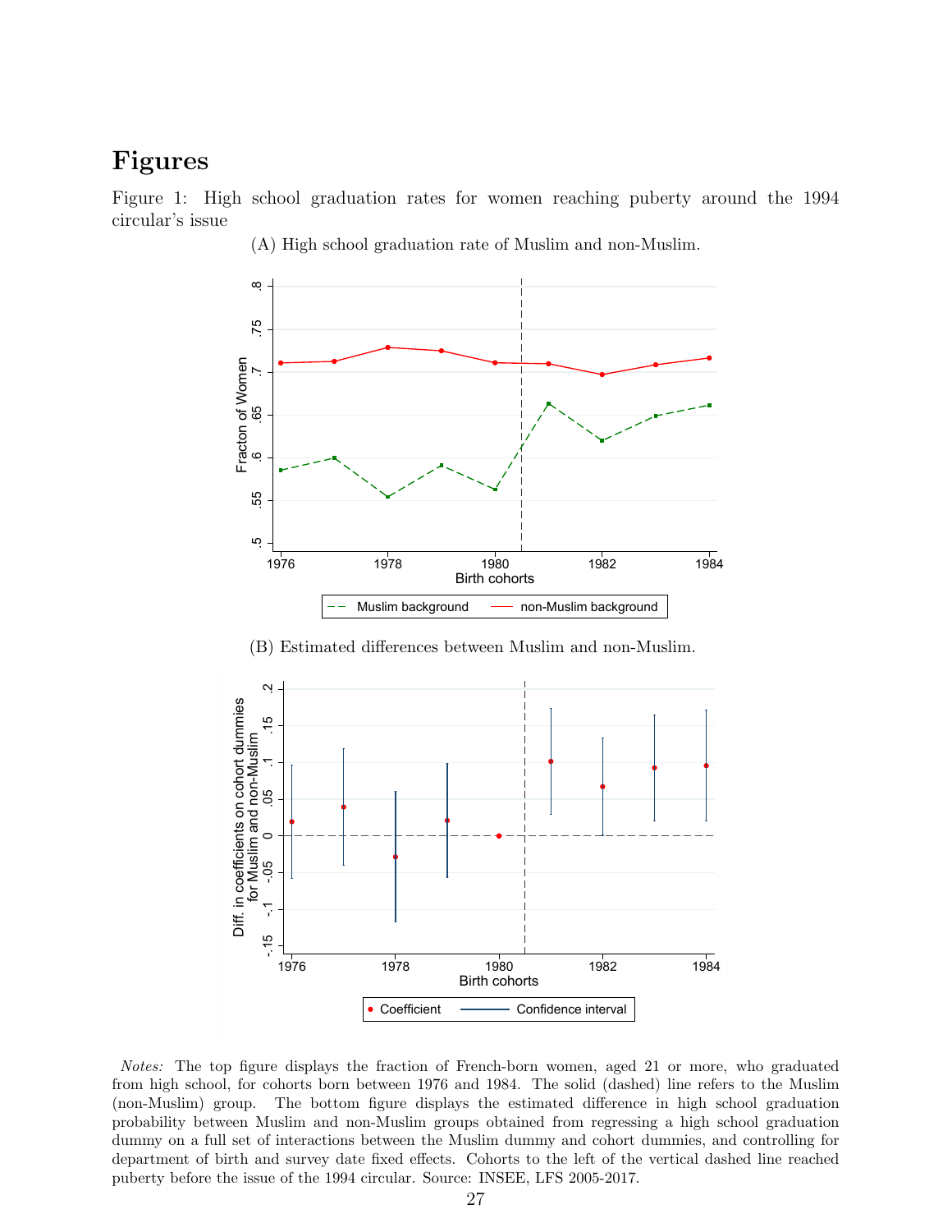# Figures

Figure 1: High school graduation rates for women reaching puberty around the 1994 circular's issue

(A) High school graduation rate of Muslim and non-Muslim.

(B) Estimated differences between Muslim and non-Muslim.

*Notes:* The top figure displays the fraction of French-born women, aged 21 or more, who graduated from high school, for cohorts born between 1976 and 1984. The solid (dashed) line refers to the Muslim (non-Muslim) group. The bottom figure displays the estimated difference in high school graduation probability between Muslim and non-Muslim groups obtained from regressing a high school graduation dummy on a full set of interactions between the Muslim dummy and cohort dummies, and controlling for department of birth and survey date fixed effects. Cohorts to the left of the vertical dashed line reached puberty before the issue of the 1994 circular. Source: INSEE, LFS 2005-2017.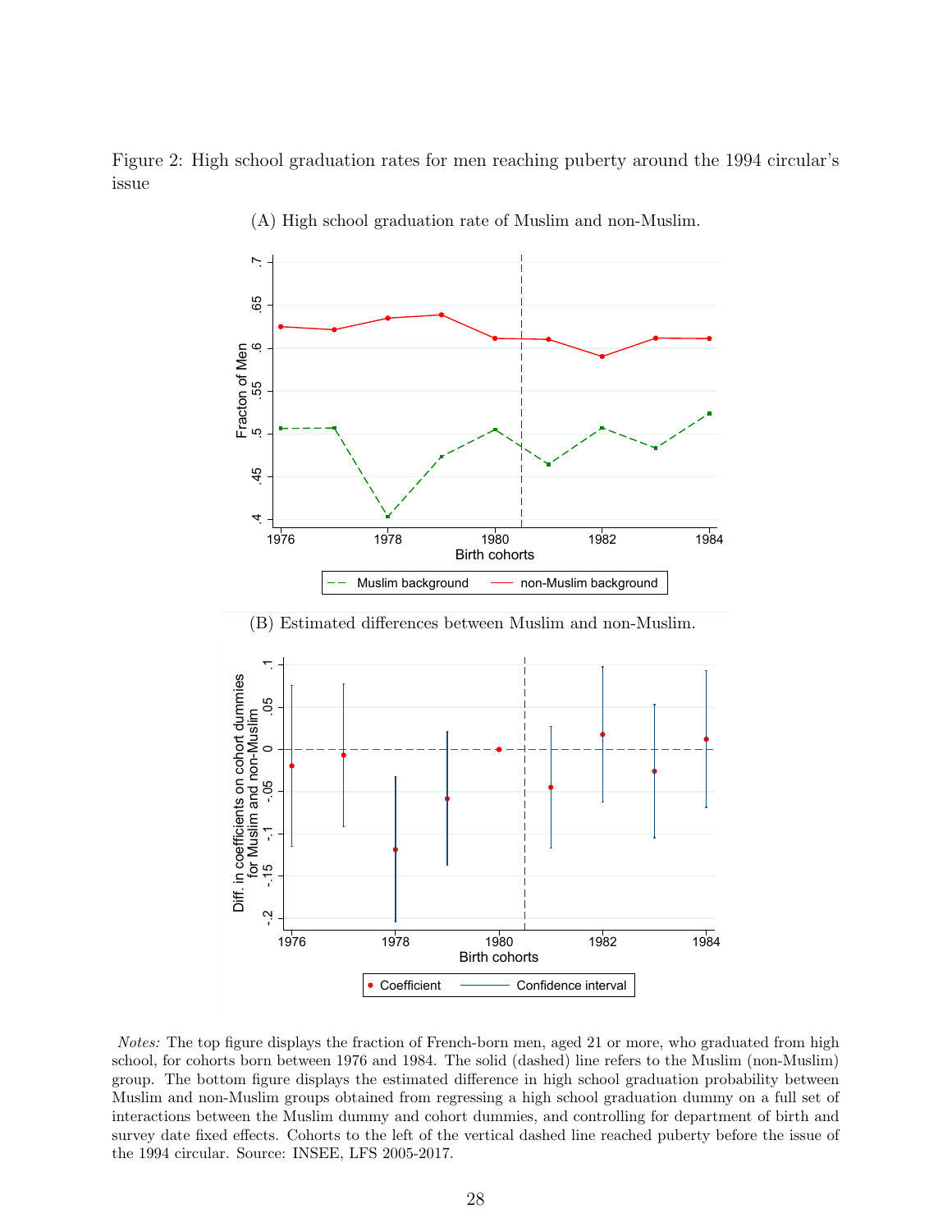Figure 2: High school graduation rates for men reaching puberty around the 1994 circular's issue

(A) High school graduation rate of Muslim and non-Muslim.

(B) Estimated differences between Muslim and non-Muslim.

*Notes:* The top figure displays the fraction of French-born men, aged 21 or more, who graduated from high school, for cohorts born between 1976 and 1984. The solid (dashed) line refers to the Muslim (non-Muslim) group. The bottom figure displays the estimated difference in high school graduation probability between Muslim and non-Muslim groups obtained from regressing a high school graduation dummy on a full set of interactions between the Muslim dummy and cohort dummies, and controlling for department of birth and survey date fixed effects. Cohorts to the left of the vertical dashed line reached puberty before the issue of the 1994 circular. Source: INSEE, LFS 2005-2017.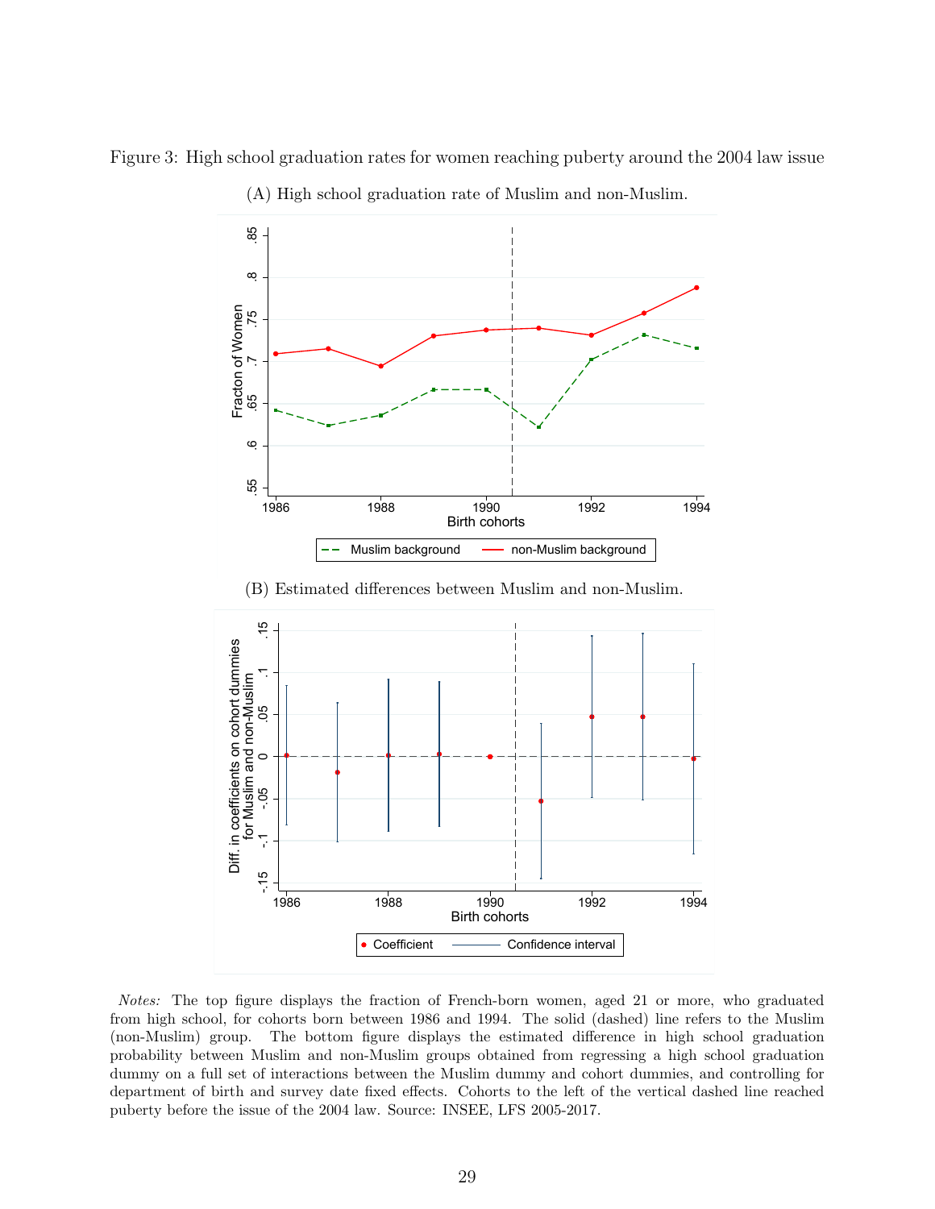Figure 3: High school graduation rates for women reaching puberty around the 2004 law issue

(A) High school graduation rate of Muslim and non-Muslim.

(B) Estimated differences between Muslim and non-Muslim.

*Notes:* The top figure displays the fraction of French-born women, aged 21 or more, who graduated from high school, for cohorts born between 1986 and 1994. The solid (dashed) line refers to the Muslim (non-Muslim) group. The bottom figure displays the estimated difference in high school graduation probability between Muslim and non-Muslim groups obtained from regressing a high school graduation dummy on a full set of interactions between the Muslim dummy and cohort dummies, and controlling for department of birth and survey date fixed effects. Cohorts to the left of the vertical dashed line reached puberty before the issue of the 2004 law. Source: INSEE, LFS 2005-2017.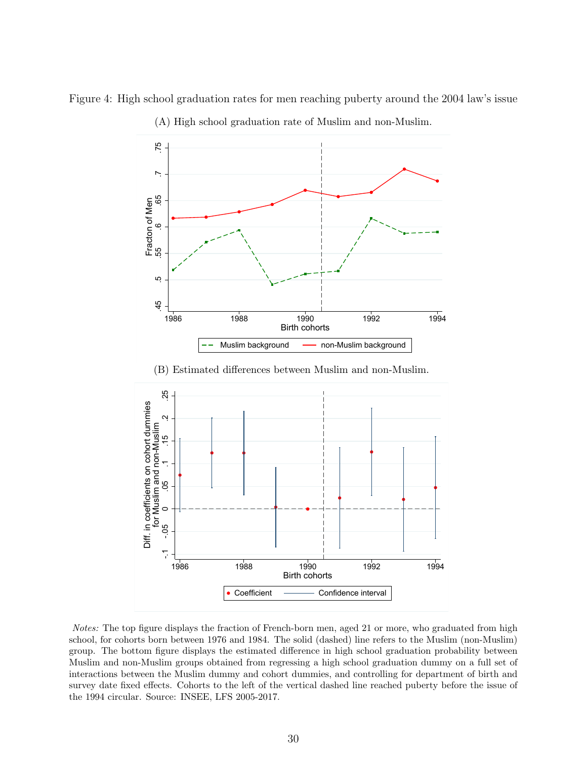Figure 4: High school graduation rates for men reaching puberty around the 2004 law's issue

(A) High school graduation rate of Muslim and non-Muslim.

(B) Estimated differences between Muslim and non-Muslim.

*Notes:* The top figure displays the fraction of French-born men, aged 21 or more, who graduated from high school, for cohorts born between 1976 and 1984. The solid (dashed) line refers to the Muslim (non-Muslim) group. The bottom figure displays the estimated difference in high school graduation probability between Muslim and non-Muslim groups obtained from regressing a high school graduation dummy on a full set of interactions between the Muslim dummy and cohort dummies, and controlling for department of birth and survey date fixed effects. Cohorts to the left of the vertical dashed line reached puberty before the issue of the 1994 circular. Source: INSEE, LFS 2005-2017.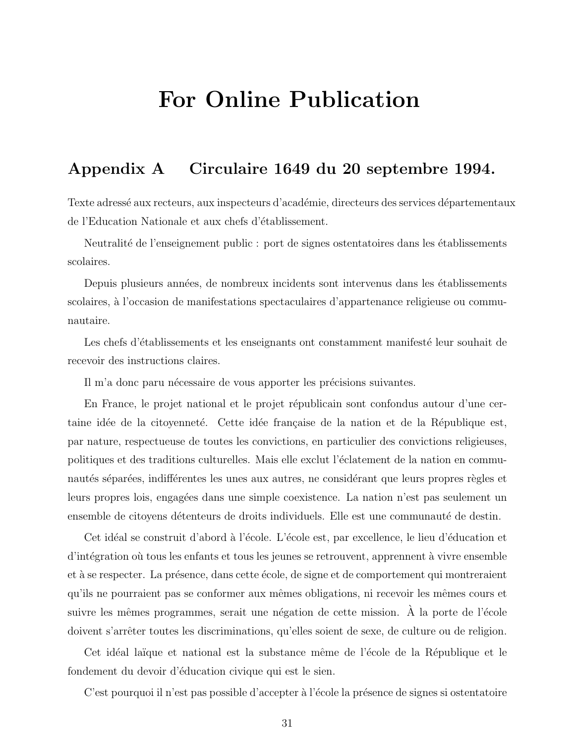# For Online Publication

## Appendix A Circulaire 1649 du 20 septembre 1994.

Texte adressé aux recteurs, aux inspecteurs d'académie, directeurs des services départementaux de l'Education Nationale et aux chefs d'établissement.

Neutralité de l'enseignement public : port de signes ostentatoires dans les établissements scolaires.

Depuis plusieurs années, de nombreux incidents sont intervenus dans les établissements scolaires, à l'occasion de manifestations spectaculaires d'appartenance religieuse ou communautaire.

Les chefs d'établissements et les enseignants ont constamment manifesté leur souhait de recevoir des instructions claires.

Il m'a donc paru nécessaire de vous apporter les précisions suivantes.

En France, le projet national et le projet républicain sont confondus autour d'une certaine idée de la citoyenneté. Cette idée française de la nation et de la République est, par nature, respectueuse de toutes les convictions, en particulier des convictions religieuses, politiques et des traditions culturelles. Mais elle exclut l'éclatement de la nation en communautés séparées, indifférentes les unes aux autres, ne considérant que leurs propres règles et leurs propres lois, engagées dans une simple coexistence. La nation n'est pas seulement un ensemble de citoyens détenteurs de droits individuels. Elle est une communauté de destin.

Cet idéal se construit d'abord à l'école. L'école est, par excellence, le lieu d'éducation et d'intégration où tous les enfants et tous les jeunes se retrouvent, apprennent à vivre ensemble et à se respecter. La présence, dans cette école, de signe et de comportement qui montreraient qu'ils ne pourraient pas se conformer aux mêmes obligations, ni recevoir les mêmes cours et suivre les mêmes programmes, serait une négation de cette mission. À la porte de l'école doivent s'arrêter toutes les discriminations, qu'elles soient de sexe, de culture ou de religion.

Cet idéal laïque et national est la substance même de l'école de la République et le fondement du devoir d'éducation civique qui est le sien.

C'est pourquoi il n'est pas possible d'accepter à l'école la présence de signes si ostentatoire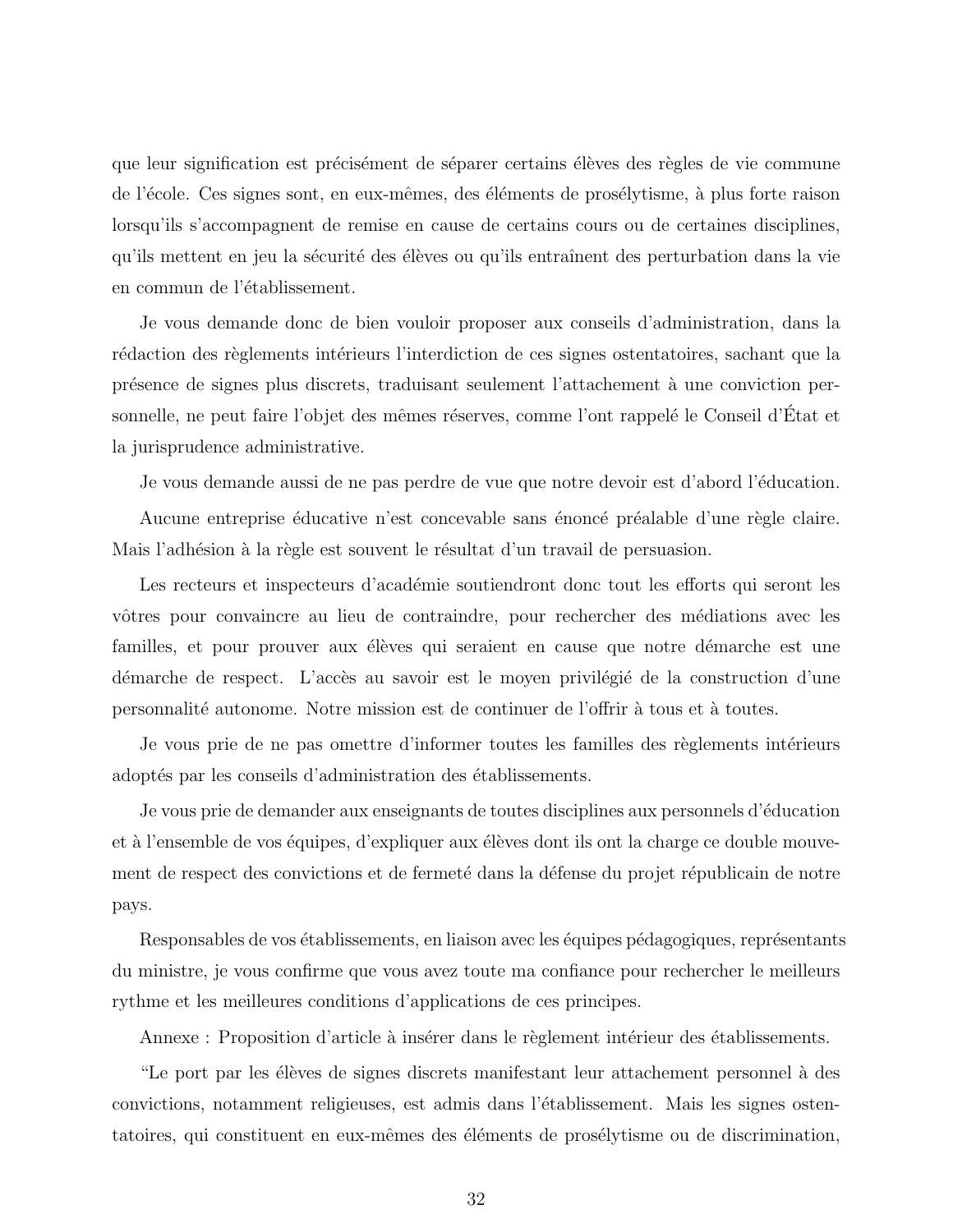que leur signification est précisément de séparer certains élèves des règles de vie commune de l'école. Ces signes sont, en eux-mêmes, des éléments de prosélytisme, à plus forte raison lorsqu'ils s'accompagnent de remise en cause de certains cours ou de certaines disciplines, qu'ils mettent en jeu la sécurité des élèves ou qu'ils entraînent des perturbation dans la vie en commun de l'établissement.

Je vous demande donc de bien vouloir proposer aux conseils d'administration, dans la rédaction des règlements intérieurs l'interdiction de ces signes ostentatoires, sachant que la présence de signes plus discrets, traduisant seulement l'attachement à une conviction personnelle, ne peut faire l'objet des mêmes réserves, comme l'ont rappelé le Conseil d'État et la jurisprudence administrative.

Je vous demande aussi de ne pas perdre de vue que notre devoir est d'abord l'éducation.

Aucune entreprise éducative n'est concevable sans énoncé préalable d'une règle claire. Mais l'adhésion à la règle est souvent le résultat d'un travail de persuasion.

Les recteurs et inspecteurs d'académie soutiendront donc tout les efforts qui seront les vôtres pour convaincre au lieu de contraindre, pour rechercher des médiations avec les familles, et pour prouver aux élèves qui seraient en cause que notre démarche est une démarche de respect. L'accès au savoir est le moyen privilégié de la construction d'une personnalité autonome. Notre mission est de continuer de l'offrir à tous et à toutes.

Je vous prie de ne pas omettre d'informer toutes les familles des règlements intérieurs adoptés par les conseils d'administration des établissements.

Je vous prie de demander aux enseignants de toutes disciplines aux personnels d'éducation et à l'ensemble de vos équipes, d'expliquer aux élèves dont ils ont la charge ce double mouvement de respect des convictions et de fermeté dans la défense du projet républicain de notre pays.

Responsables de vos établissements, en liaison avec les équipes pédagogiques, représentants du ministre, je vous confirme que vous avez toute ma confiance pour rechercher le meilleurs rythme et les meilleures conditions d'applications de ces principes.

Annexe : Proposition d'article à insérer dans le règlement intérieur des établissements.

"Le port par les élèves de signes discrets manifestant leur attachement personnel à des convictions, notamment religieuses, est admis dans l'établissement. Mais les signes ostentatoires, qui constituent en eux-mêmes des éléments de prosélytisme ou de discrimination,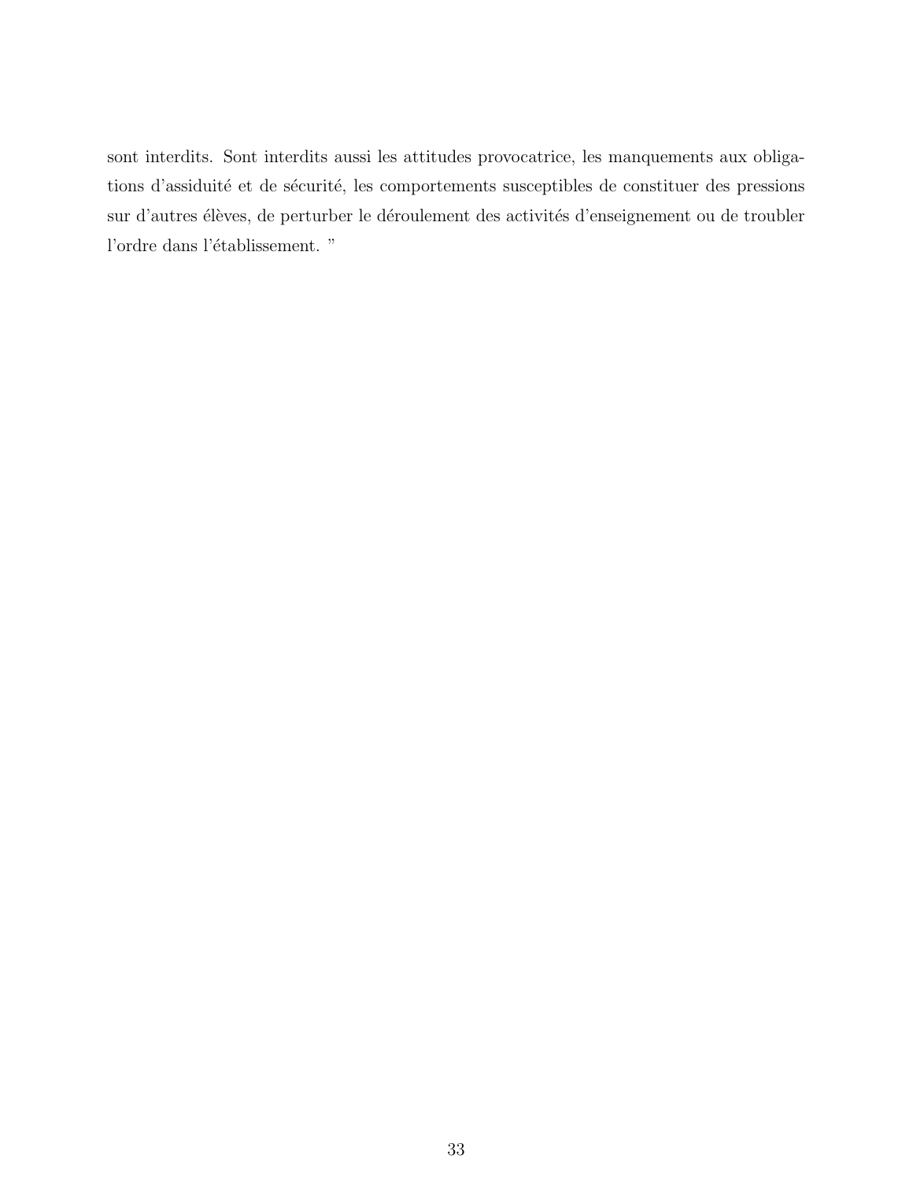sont interdits. Sont interdits aussi les attitudes provocatrice, les manquements aux obligations d'assiduité et de sécurité, les comportements susceptibles de constituer des pressions sur d'autres élèves, de perturber le déroulement des activités d'enseignement ou de troubler l'ordre dans l'établissement. "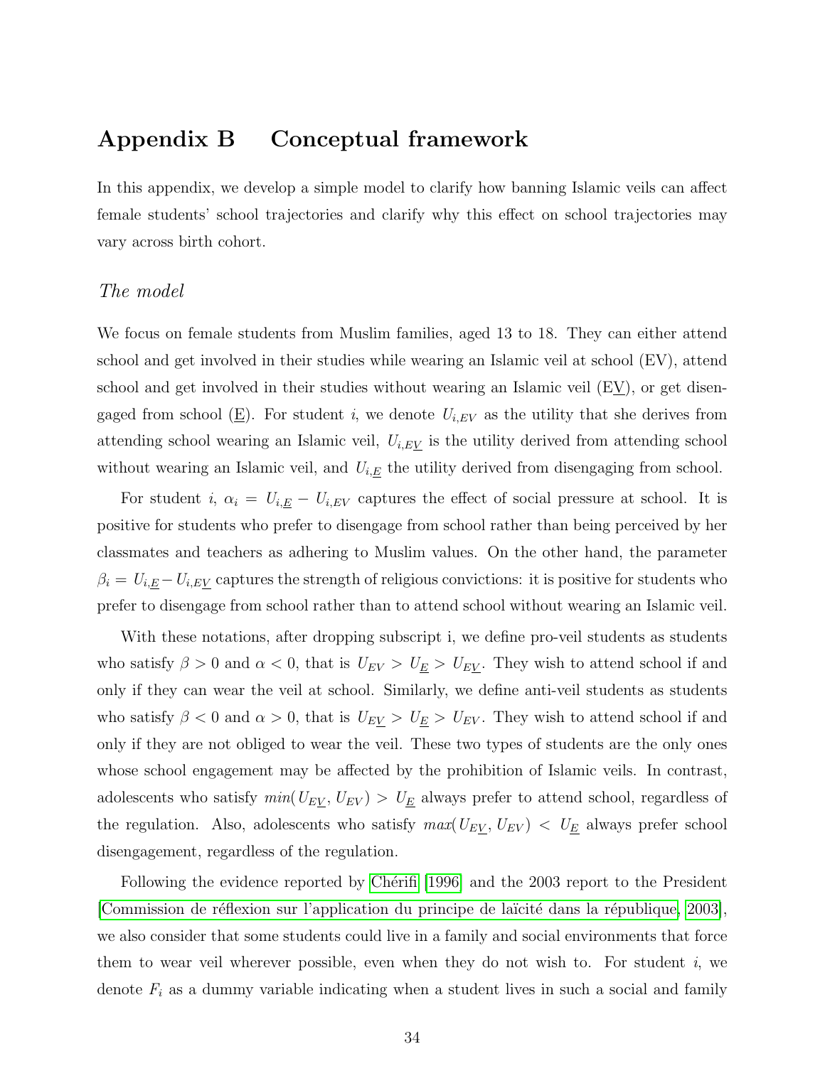# Appendix B Conceptual framework

In this appendix, we develop a simple model to clarify how banning Islamic veils can affect female students' school trajectories and clarify why this effect on school trajectories may vary across birth cohort.

*The model*

We focus on female students from Muslim families, aged 13 to 18. They can either attend school and get involved in their studies while wearing an Islamic veil at school (EV), attend school and get involved in their studies without wearing an Islamic veil ($E\underline{V}$), or get disengaged from school ($\underline{E}$). For student $i$, we denote $U_{i,EV}$ as the utility that she derives from attending school wearing an Islamic veil, $U_{i,E\underline{V}}$ is the utility derived from attending school without wearing an Islamic veil, and $U_{i,\underline{E}}$ the utility derived from disengaging from school.

For student $i$, $\alpha_i = U_{i,\underline{E}} - U_{i,EV}$ captures the effect of social pressure at school. It is positive for students who prefer to disengage from school rather than being perceived by her classmates and teachers as adhering to Muslim values. On the other hand, the parameter $\beta_i = U_{i,\underline{E}} - U_{i,E\underline{V}}$ captures the strength of religious convictions: it is positive for students who prefer to disengage from school rather than to attend school without wearing an Islamic veil.

With these notations, after dropping subscript i, we define pro-veil students as students who satisfy $\beta > 0$ and $\alpha < 0$, that is $U_{EV} > U_{\underline{E}} > U_{E\underline{V}}$. They wish to attend school if and only if they can wear the veil at school. Similarly, we define anti-veil students as students who satisfy $\beta < 0$ and $\alpha > 0$, that is $U_{E\underline{V}} > U_{\underline{E}} > U_{EV}$. They wish to attend school if and only if they are not obliged to wear the veil. These two types of students are the only ones whose school engagement may be affected by the prohibition of Islamic veils. In contrast, adolescents who satisfy $min(U_{E\underline{V}}, U_{EV}) > U_{\underline{E}}$ always prefer to attend school, regardless of the regulation. Also, adolescents who satisfy $max(U_{E\underline{V}}, U_{EV}) < U_{\underline{E}}$ always prefer school disengagement, regardless of the regulation.

Following the evidence reported by Chérifi [1996] and the 2003 report to the President [Commission de réflexion sur l'application du principe de laïcité dans la république, 2003], we also consider that some students could live in a family and social environments that force them to wear veil wherever possible, even when they do not wish to. For student $i$, we denote $F_i$ as a dummy variable indicating when a student lives in such a social and family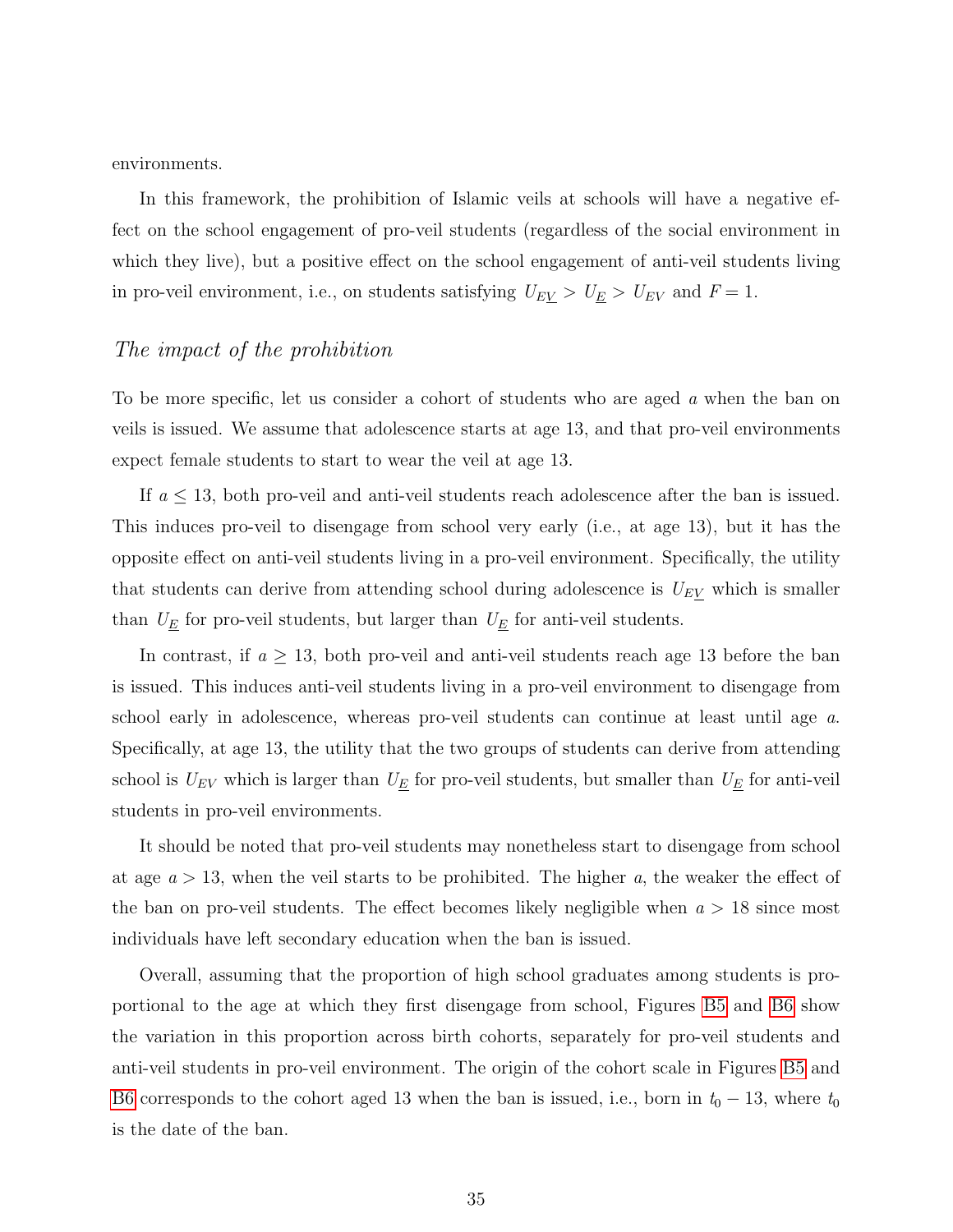environments.

In this framework, the prohibition of Islamic veils at schools will have a negative effect on the school engagement of pro-veil students (regardless of the social environment in which they live), but a positive effect on the school engagement of anti-veil students living in pro-veil environment, i.e., on students satisfying $U_{E\underline{V}} > U_{\underline{E}} > U_{EV}$ and $F = 1$.

### *The impact of the prohibition*

To be more specific, let us consider a cohort of students who are aged $a$ when the ban on veils is issued. We assume that adolescence starts at age 13, and that pro-veil environments expect female students to start to wear the veil at age 13.

If $a \leq 13$, both pro-veil and anti-veil students reach adolescence after the ban is issued. This induces pro-veil to disengage from school very early (i.e., at age 13), but it has the opposite effect on anti-veil students living in a pro-veil environment. Specifically, the utility that students can derive from attending school during adolescence is $U_{E\underline{V}}$ which is smaller than $U_{\underline{E}}$ for pro-veil students, but larger than $U_{\underline{E}}$ for anti-veil students.

In contrast, if $a \geq 13$, both pro-veil and anti-veil students reach age 13 before the ban is issued. This induces anti-veil students living in a pro-veil environment to disengage from school early in adolescence, whereas pro-veil students can continue at least until age $a$. Specifically, at age 13, the utility that the two groups of students can derive from attending school is $U_{EV}$ which is larger than $U_{\underline{E}}$ for pro-veil students, but smaller than $U_{\underline{E}}$ for anti-veil students in pro-veil environments.

It should be noted that pro-veil students may nonetheless start to disengage from school at age $a > 13$, when the veil starts to be prohibited. The higher $a$, the weaker the effect of the ban on pro-veil students. The effect becomes likely negligible when $a > 18$ since most individuals have left secondary education when the ban is issued.

Overall, assuming that the proportion of high school graduates among students is proportional to the age at which they first disengage from school, Figures B5 and B6 show the variation in this proportion across birth cohorts, separately for pro-veil students and anti-veil students in pro-veil environment. The origin of the cohort scale in Figures B5 and B6 corresponds to the cohort aged 13 when the ban is issued, i.e., born in $t_0 - 13$, where $t_0$ is the date of the ban.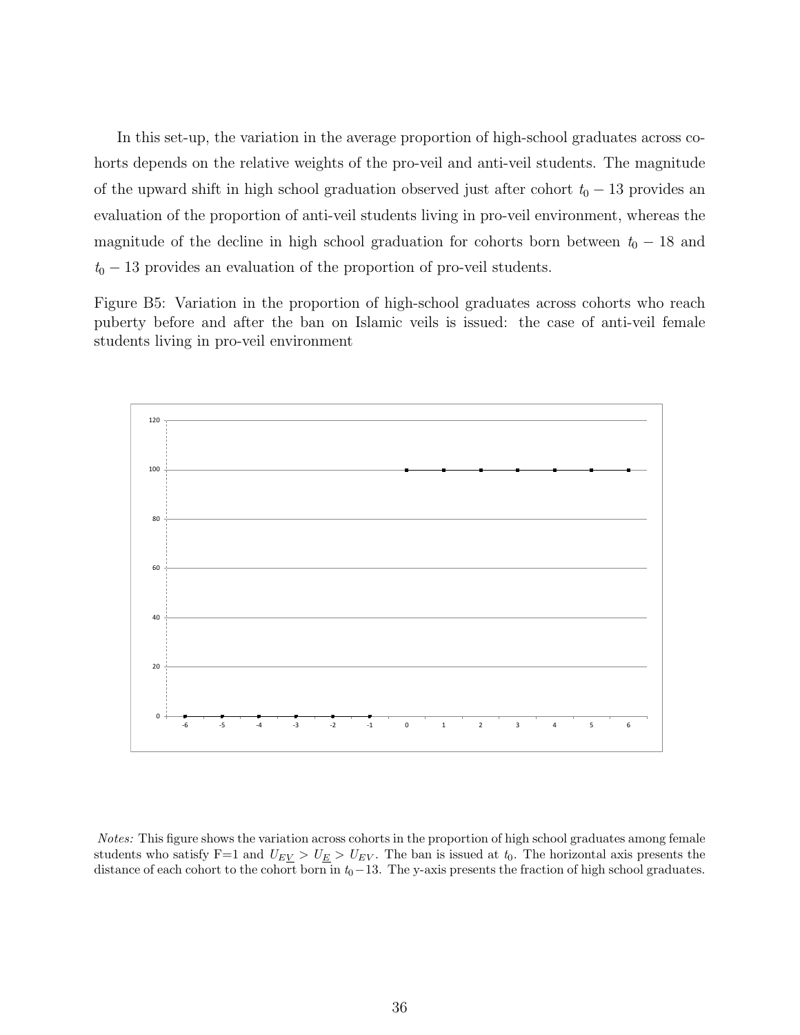In this set-up, the variation in the average proportion of high-school graduates across cohorts depends on the relative weights of the pro-veil and anti-veil students. The magnitude of the upward shift in high school graduation observed just after cohort $t_0 - 13$ provides an evaluation of the proportion of anti-veil students living in pro-veil environment, whereas the magnitude of the decline in high school graduation for cohorts born between $t_0 - 18$ and $t_0 - 13$ provides an evaluation of the proportion of pro-veil students.

Figure B5: Variation in the proportion of high-school graduates across cohorts who reach puberty before and after the ban on Islamic veils is issued: the case of anti-veil female students living in pro-veil environment

*Notes:* This figure shows the variation across cohorts in the proportion of high school graduates among female students who satisfy F=1 and $U_{E\underline{V}} > U_{\underline{E}} > U_{EV}$. The ban is issued at $t_0$. The horizontal axis presents the distance of each cohort to the cohort born in $t_0 - 13$. The y-axis presents the fraction of high school graduates.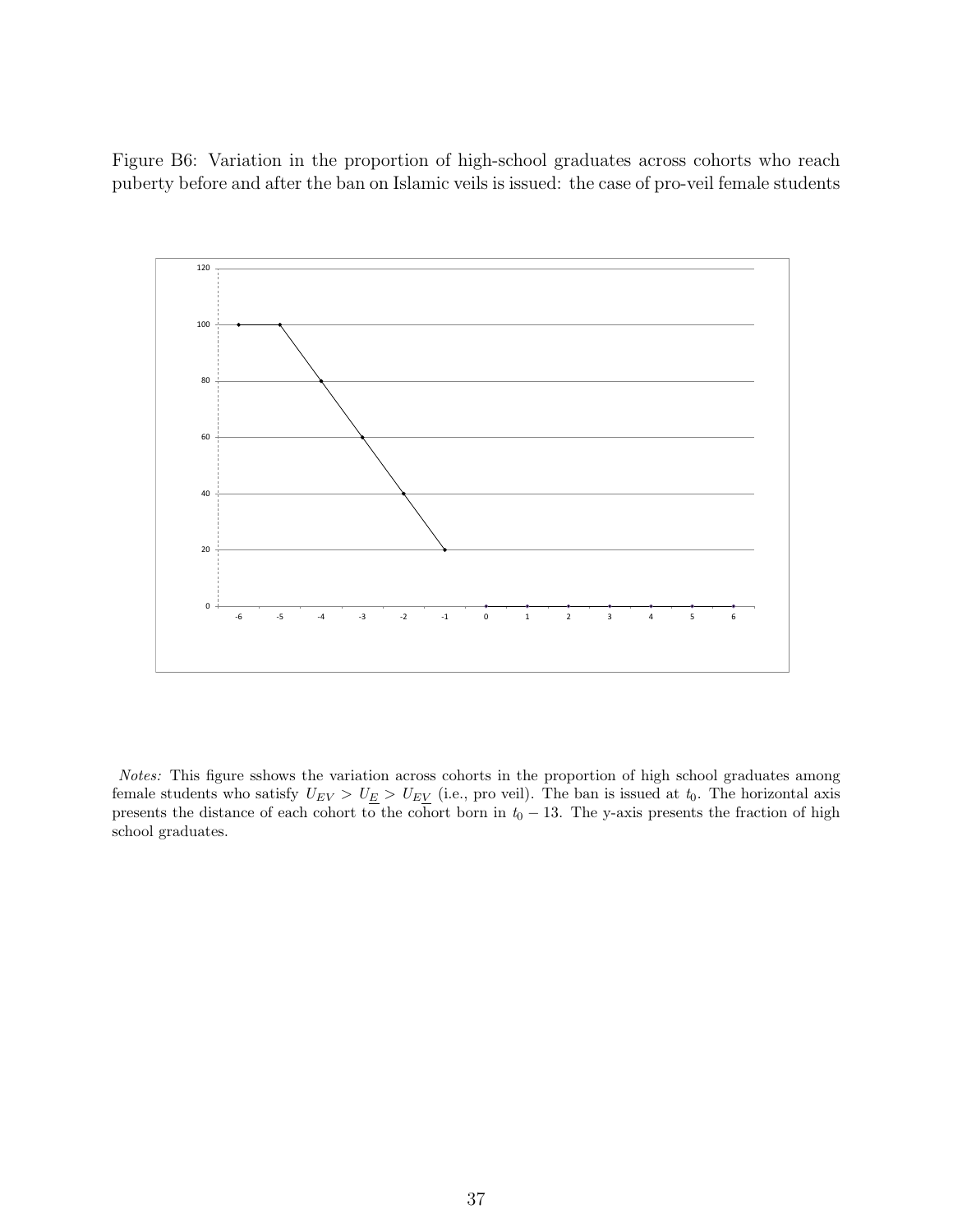Figure B6: Variation in the proportion of high-school graduates across cohorts who reach puberty before and after the ban on Islamic veils is issued: the case of pro-veil female students

*Notes:* This figure sshows the variation across cohorts in the proportion of high school graduates among female students who satisfy $U_{EV} > U_{\underline{E}} > U_{\underline{EV}}$ (i.e., pro veil). The ban is issued at $t_0$. The horizontal axis presents the distance of each cohort to the cohort born in $t_0 - 13$. The y-axis presents the fraction of high school graduates.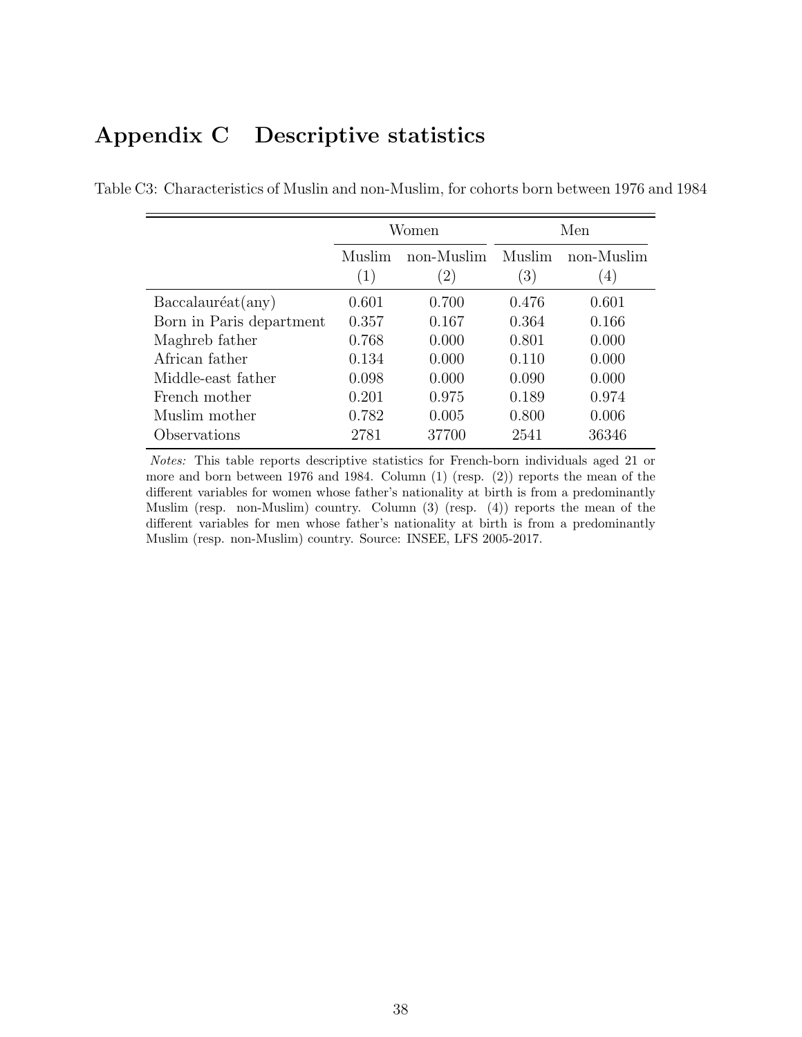# Appendix C Descriptive statistics

Table C3: Characteristics of Muslin and non-Muslim, for cohorts born between 1976 and 1984

| | Women | | Men | |
|---|---|---|---|---|
| | Muslim (1) | non-Muslim (2) | Muslim (3) | non-Muslim (4) |
| Baccalauréat(any) | 0.601 | 0.700 | 0.476 | 0.601 |
| Born in Paris department | 0.357 | 0.167 | 0.364 | 0.166 |
| Maghreb father | 0.768 | 0.000 | 0.801 | 0.000 |
| African father | 0.134 | 0.000 | 0.110 | 0.000 |
| Middle-east father | 0.098 | 0.000 | 0.090 | 0.000 |
| French mother | 0.201 | 0.975 | 0.189 | 0.974 |
| Muslim mother | 0.782 | 0.005 | 0.800 | 0.006 |
| Observations | 2781 | 37700 | 2541 | 36346 |

*Notes:* This table reports descriptive statistics for French-born individuals aged 21 or more and born between 1976 and 1984. Column (1) (resp. (2)) reports the mean of the different variables for women whose father's nationality at birth is from a predominantly Muslim (resp. non-Muslim) country. Column (3) (resp. (4)) reports the mean of the different variables for men whose father's nationality at birth is from a predominantly Muslim (resp. non-Muslim) country. Source: INSEE, LFS 2005-2017.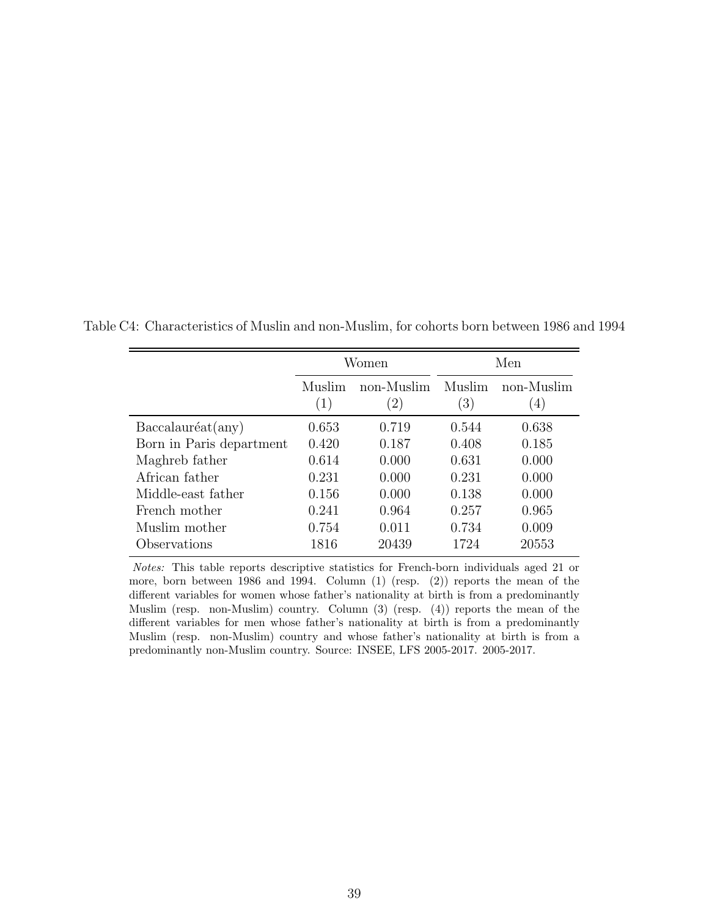Table C4: Characteristics of Muslin and non-Muslim, for cohorts born between 1986 and 1994

| | Women | | Men | |
|---|---|---|---|---|
| | Muslim (1) | non-Muslim (2) | Muslim (3) | non-Muslim (4) |
| Baccalauréat(any) | 0.653 | 0.719 | 0.544 | 0.638 |
| Born in Paris department | 0.420 | 0.187 | 0.408 | 0.185 |
| Maghreb father | 0.614 | 0.000 | 0.631 | 0.000 |
| African father | 0.231 | 0.000 | 0.231 | 0.000 |
| Middle-east father | 0.156 | 0.000 | 0.138 | 0.000 |
| French mother | 0.241 | 0.964 | 0.257 | 0.965 |
| Muslim mother | 0.754 | 0.011 | 0.734 | 0.009 |
| Observations | 1816 | 20439 | 1724 | 20553 |

*Notes:* This table reports descriptive statistics for French-born individuals aged 21 or more, born between 1986 and 1994. Column (1) (resp. (2)) reports the mean of the different variables for women whose father's nationality at birth is from a predominantly Muslim (resp. non-Muslim) country. Column (3) (resp. (4)) reports the mean of the different variables for men whose father's nationality at birth is from a predominantly Muslim (resp. non-Muslim) country and whose father's nationality at birth is from a predominantly non-Muslim country. Source: INSEE, LFS 2005-2017. 2005-2017.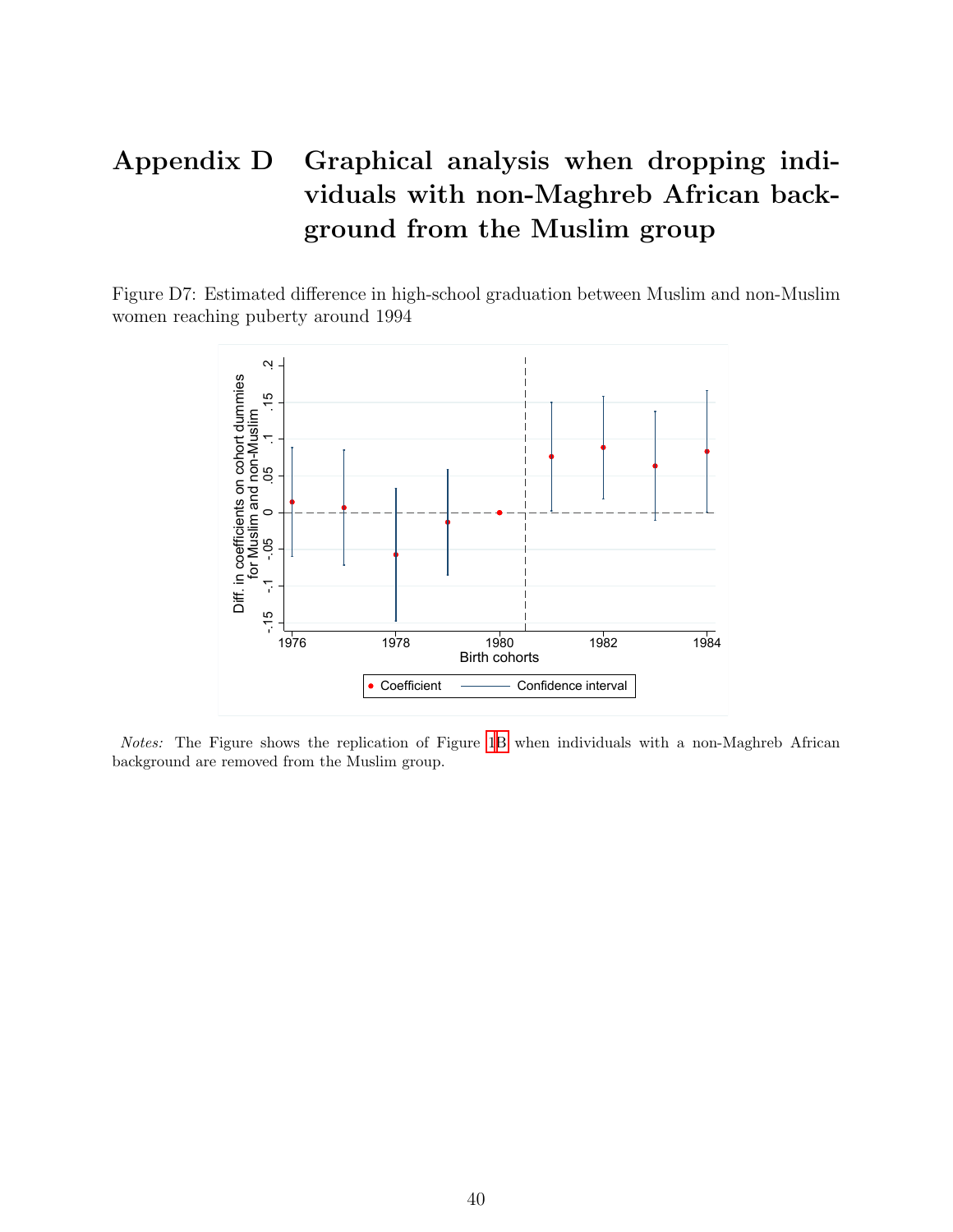# Appendix D Graphical analysis when dropping individuals with non-Maghreb African background from the Muslim group

Figure D7: Estimated difference in high-school graduation between Muslim and non-Muslim women reaching puberty around 1994

*Notes:* The Figure shows the replication of Figure 1B when individuals with a non-Maghreb African background are removed from the Muslim group.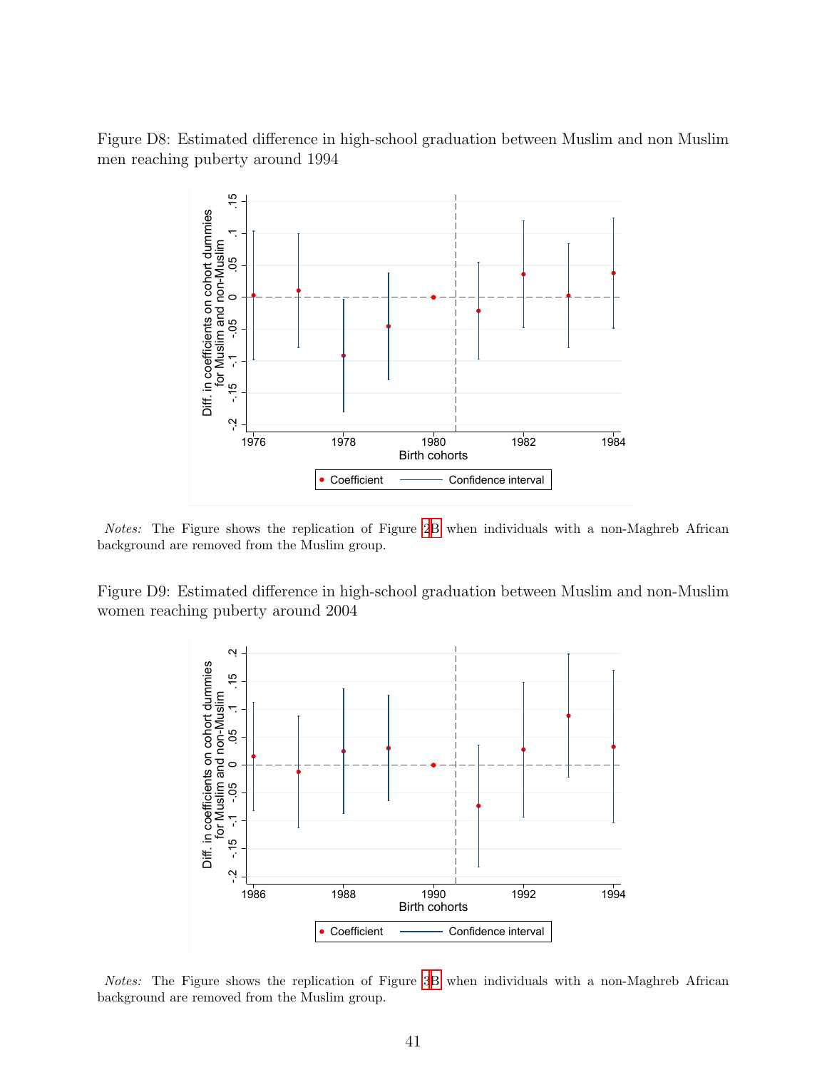Figure D8: Estimated difference in high-school graduation between Muslim and non Muslim men reaching puberty around 1994

*Notes:* The Figure shows the replication of Figure 2B when individuals with a non-Maghreb African background are removed from the Muslim group.

Figure D9: Estimated difference in high-school graduation between Muslim and non-Muslim women reaching puberty around 2004

*Notes:* The Figure shows the replication of Figure 3B when individuals with a non-Maghreb African background are removed from the Muslim group.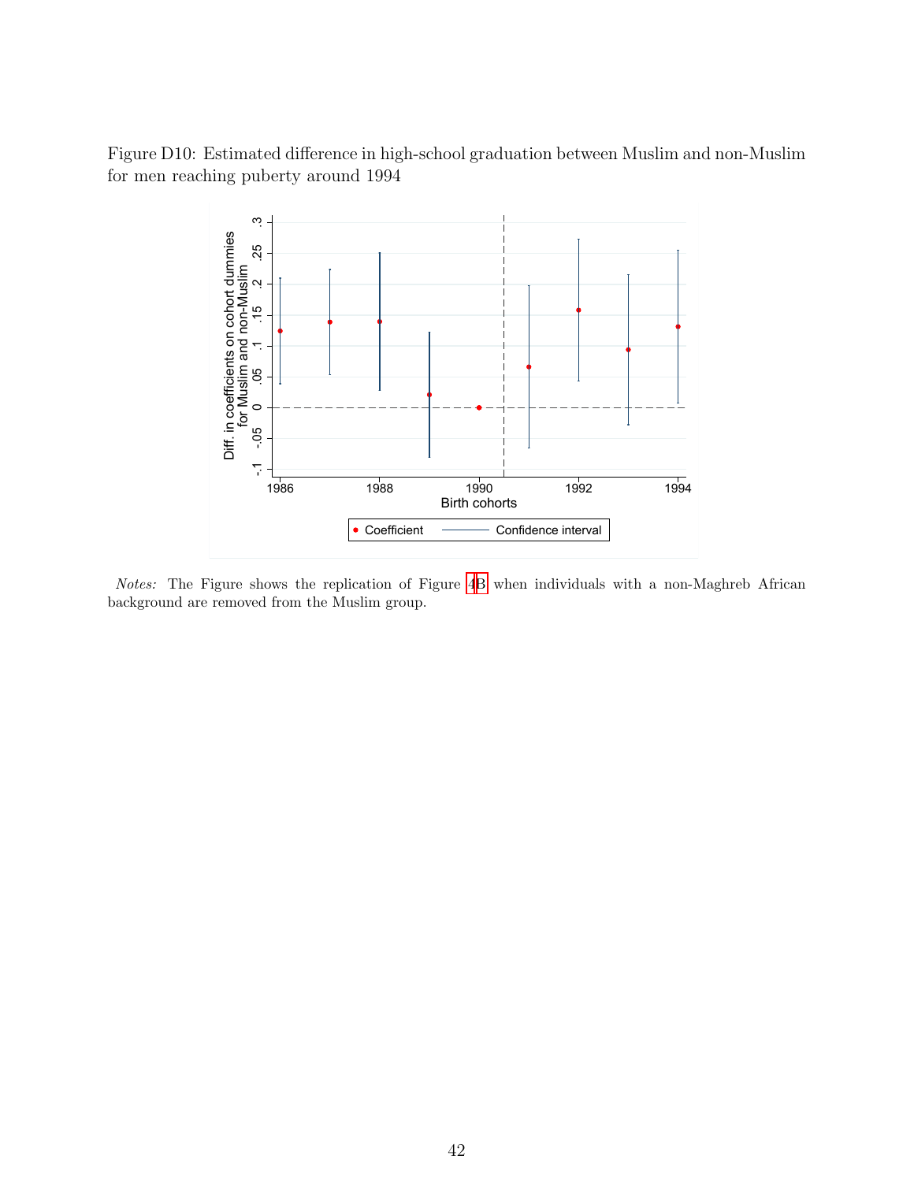Figure D10: Estimated difference in high-school graduation between Muslim and non-Muslim for men reaching puberty around 1994

Diff. in coefficients on cohort dummies for Muslim and non-Muslim

-.1 -.05 0 .05 .1 .15 .2 .25 .3

1986 1988 1990 1992 1994

Birth cohorts

Coefficient Confidence interval

*Notes:* The Figure shows the replication of Figure 4B when individuals with a non-Maghreb African background are removed from the Muslim group.